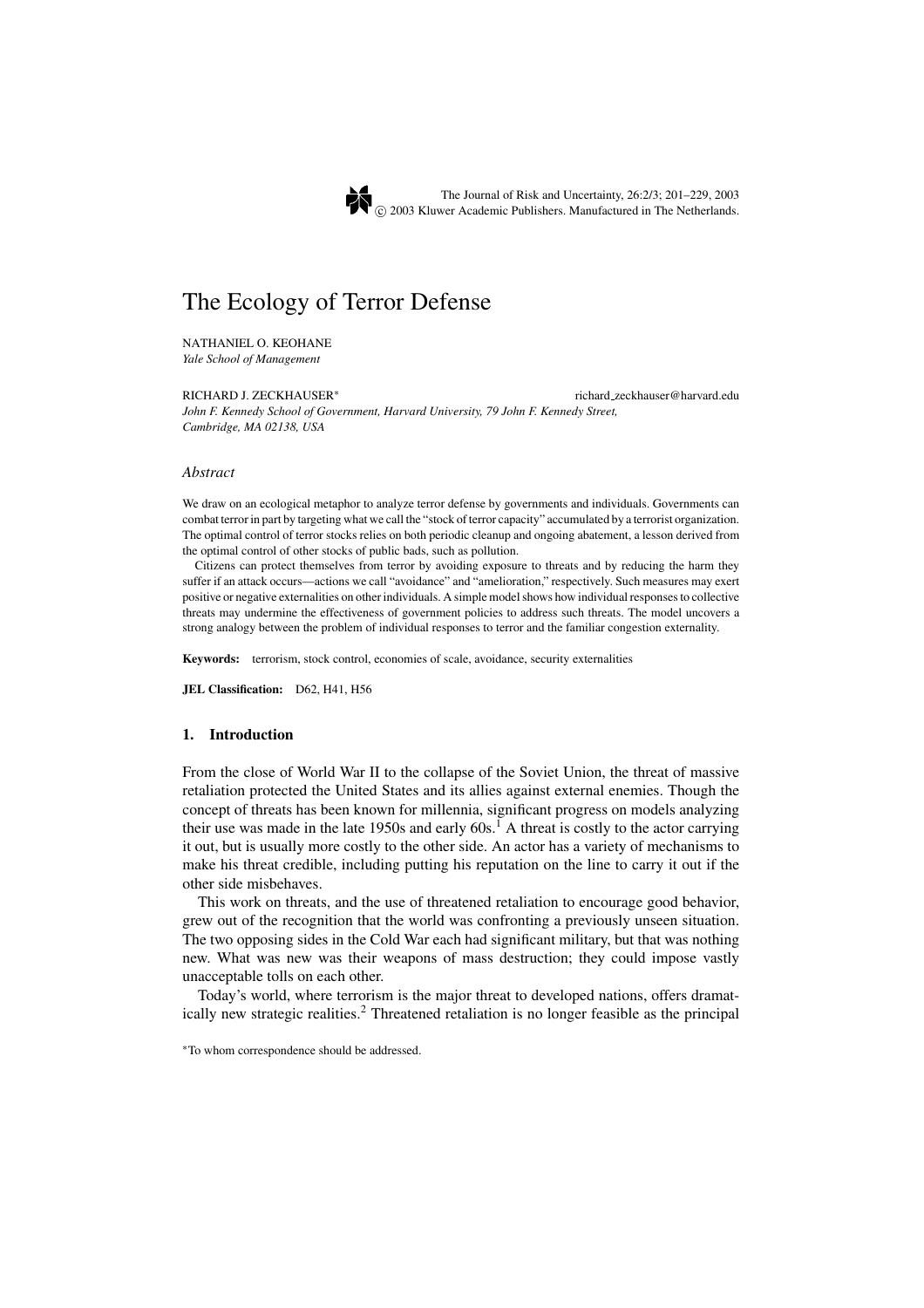# The Ecology of Terror Defense

NATHANIEL O. KEOHANE
*Yale School of Management*

RICHARD J. ZECKHAUSER* richard_zeckhauser@harvard.edu
*John F. Kennedy School of Government, Harvard University, 79 John F. Kennedy Street, Cambridge, MA 02138, USA*

### *Abstract*

We draw on an ecological metaphor to analyze terror defense by governments and individuals. Governments can combat terror in part by targeting what we call the "stock of terror capacity" accumulated by a terrorist organization. The optimal control of terror stocks relies on both periodic cleanup and ongoing abatement, a lesson derived from the optimal control of other stocks of public bads, such as pollution.

Citizens can protect themselves from terror by avoiding exposure to threats and by reducing the harm they suffer if an attack occurs—actions we call "avoidance" and "amelioration," respectively. Such measures may exert positive or negative externalities on other individuals. A simple model shows how individual responses to collective threats may undermine the effectiveness of government policies to address such threats. The model uncovers a strong analogy between the problem of individual responses to terror and the familiar congestion externality.

**Keywords:** terrorism, stock control, economies of scale, avoidance, security externalities

**JEL Classification:** D62, H41, H56

## 1. Introduction

From the close of World War II to the collapse of the Soviet Union, the threat of massive retaliation protected the United States and its allies against external enemies. Though the concept of threats has been known for millennia, significant progress on models analyzing their use was made in the late 1950s and early 60s.[1] A threat is costly to the actor carrying it out, but is usually more costly to the other side. An actor has a variety of mechanisms to make his threat credible, including putting his reputation on the line to carry it out if the other side misbehaves.

This work on threats, and the use of threatened retaliation to encourage good behavior, grew out of the recognition that the world was confronting a previously unseen situation. The two opposing sides in the Cold War each had significant military, but that was nothing new. What was new was their weapons of mass destruction; they could impose vastly unacceptable tolls on each other.

Today's world, where terrorism is the major threat to developed nations, offers dramatically new strategic realities.[2] Threatened retaliation is no longer feasible as the principal

*To whom correspondence should be addressed.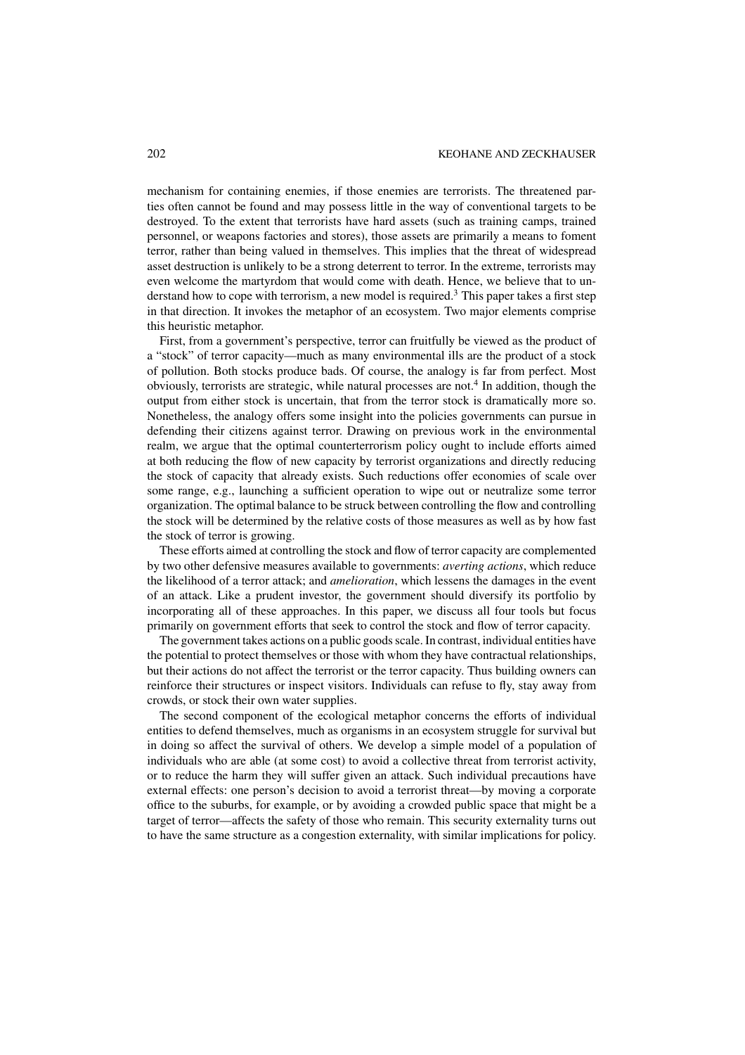mechanism for containing enemies, if those enemies are terrorists. The threatened parties often cannot be found and may possess little in the way of conventional targets to be destroyed. To the extent that terrorists have hard assets (such as training camps, trained personnel, or weapons factories and stores), those assets are primarily a means to foment terror, rather than being valued in themselves. This implies that the threat of widespread asset destruction is unlikely to be a strong deterrent to terror. In the extreme, terrorists may even welcome the martyrdom that would come with death. Hence, we believe that to understand how to cope with terrorism, a new model is required.[3] This paper takes a first step in that direction. It invokes the metaphor of an ecosystem. Two major elements comprise this heuristic metaphor.

First, from a government's perspective, terror can fruitfully be viewed as the product of a "stock" of terror capacity—much as many environmental ills are the product of a stock of pollution. Both stocks produce bads. Of course, the analogy is far from perfect. Most obviously, terrorists are strategic, while natural processes are not.[4] In addition, though the output from either stock is uncertain, that from the terror stock is dramatically more so. Nonetheless, the analogy offers some insight into the policies governments can pursue in defending their citizens against terror. Drawing on previous work in the environmental realm, we argue that the optimal counterterrorism policy ought to include efforts aimed at both reducing the flow of new capacity by terrorist organizations and directly reducing the stock of capacity that already exists. Such reductions offer economies of scale over some range, e.g., launching a sufficient operation to wipe out or neutralize some terror organization. The optimal balance to be struck between controlling the flow and controlling the stock will be determined by the relative costs of those measures as well as by how fast the stock of terror is growing.

These efforts aimed at controlling the stock and flow of terror capacity are complemented by two other defensive measures available to governments: *averting actions*, which reduce the likelihood of a terror attack; and *amelioration*, which lessens the damages in the event of an attack. Like a prudent investor, the government should diversify its portfolio by incorporating all of these approaches. In this paper, we discuss all four tools but focus primarily on government efforts that seek to control the stock and flow of terror capacity.

The government takes actions on a public goods scale. In contrast, individual entities have the potential to protect themselves or those with whom they have contractual relationships, but their actions do not affect the terrorist or the terror capacity. Thus building owners can reinforce their structures or inspect visitors. Individuals can refuse to fly, stay away from crowds, or stock their own water supplies.

The second component of the ecological metaphor concerns the efforts of individual entities to defend themselves, much as organisms in an ecosystem struggle for survival but in doing so affect the survival of others. We develop a simple model of a population of individuals who are able (at some cost) to avoid a collective threat from terrorist activity, or to reduce the harm they will suffer given an attack. Such individual precautions have external effects: one person's decision to avoid a terrorist threat—by moving a corporate office to the suburbs, for example, or by avoiding a crowded public space that might be a target of terror—affects the safety of those who remain. This security externality turns out to have the same structure as a congestion externality, with similar implications for policy.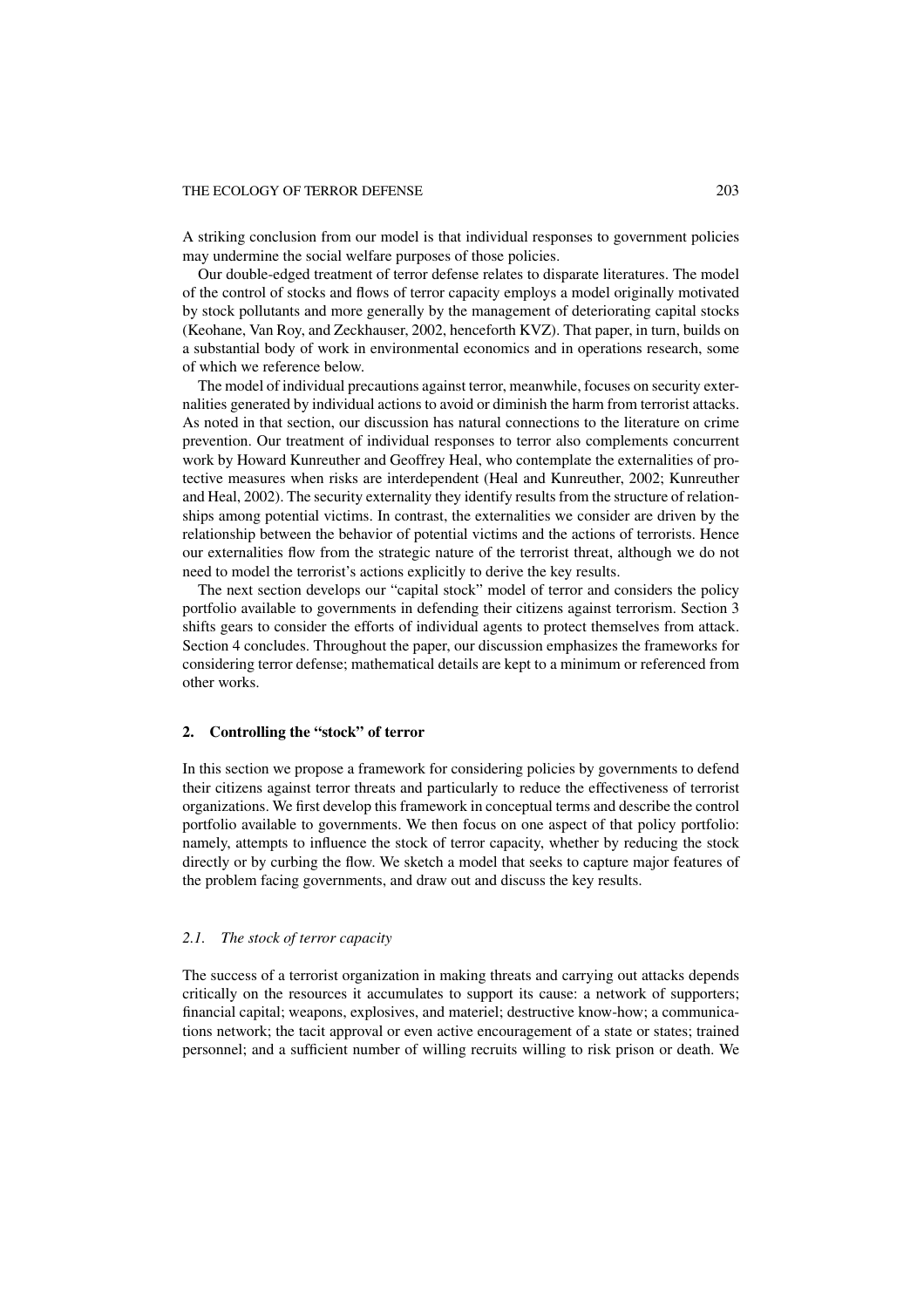A striking conclusion from our model is that individual responses to government policies may undermine the social welfare purposes of those policies.

Our double-edged treatment of terror defense relates to disparate literatures. The model of the control of stocks and flows of terror capacity employs a model originally motivated by stock pollutants and more generally by the management of deteriorating capital stocks (Keohane, Van Roy, and Zeckhauser, 2002, henceforth KVZ). That paper, in turn, builds on a substantial body of work in environmental economics and in operations research, some of which we reference below.

The model of individual precautions against terror, meanwhile, focuses on security externalities generated by individual actions to avoid or diminish the harm from terrorist attacks. As noted in that section, our discussion has natural connections to the literature on crime prevention. Our treatment of individual responses to terror also complements concurrent work by Howard Kunreuther and Geoffrey Heal, who contemplate the externalities of protective measures when risks are interdependent (Heal and Kunreuther, 2002; Kunreuther and Heal, 2002). The security externality they identify results from the structure of relationships among potential victims. In contrast, the externalities we consider are driven by the relationship between the behavior of potential victims and the actions of terrorists. Hence our externalities flow from the strategic nature of the terrorist threat, although we do not need to model the terrorist's actions explicitly to derive the key results.

The next section develops our "capital stock" model of terror and considers the policy portfolio available to governments in defending their citizens against terrorism. Section 3 shifts gears to consider the efforts of individual agents to protect themselves from attack. Section 4 concludes. Throughout the paper, our discussion emphasizes the frameworks for considering terror defense; mathematical details are kept to a minimum or referenced from other works.

## 2. Controlling the "stock" of terror

In this section we propose a framework for considering policies by governments to defend their citizens against terror threats and particularly to reduce the effectiveness of terrorist organizations. We first develop this framework in conceptual terms and describe the control portfolio available to governments. We then focus on one aspect of that policy portfolio: namely, attempts to influence the stock of terror capacity, whether by reducing the stock directly or by curbing the flow. We sketch a model that seeks to capture major features of the problem facing governments, and draw out and discuss the key results.

### *2.1. The stock of terror capacity*

The success of a terrorist organization in making threats and carrying out attacks depends critically on the resources it accumulates to support its cause: a network of supporters; financial capital; weapons, explosives, and materiel; destructive know-how; a communications network; the tacit approval or even active encouragement of a state or states; trained personnel; and a sufficient number of willing recruits willing to risk prison or death. We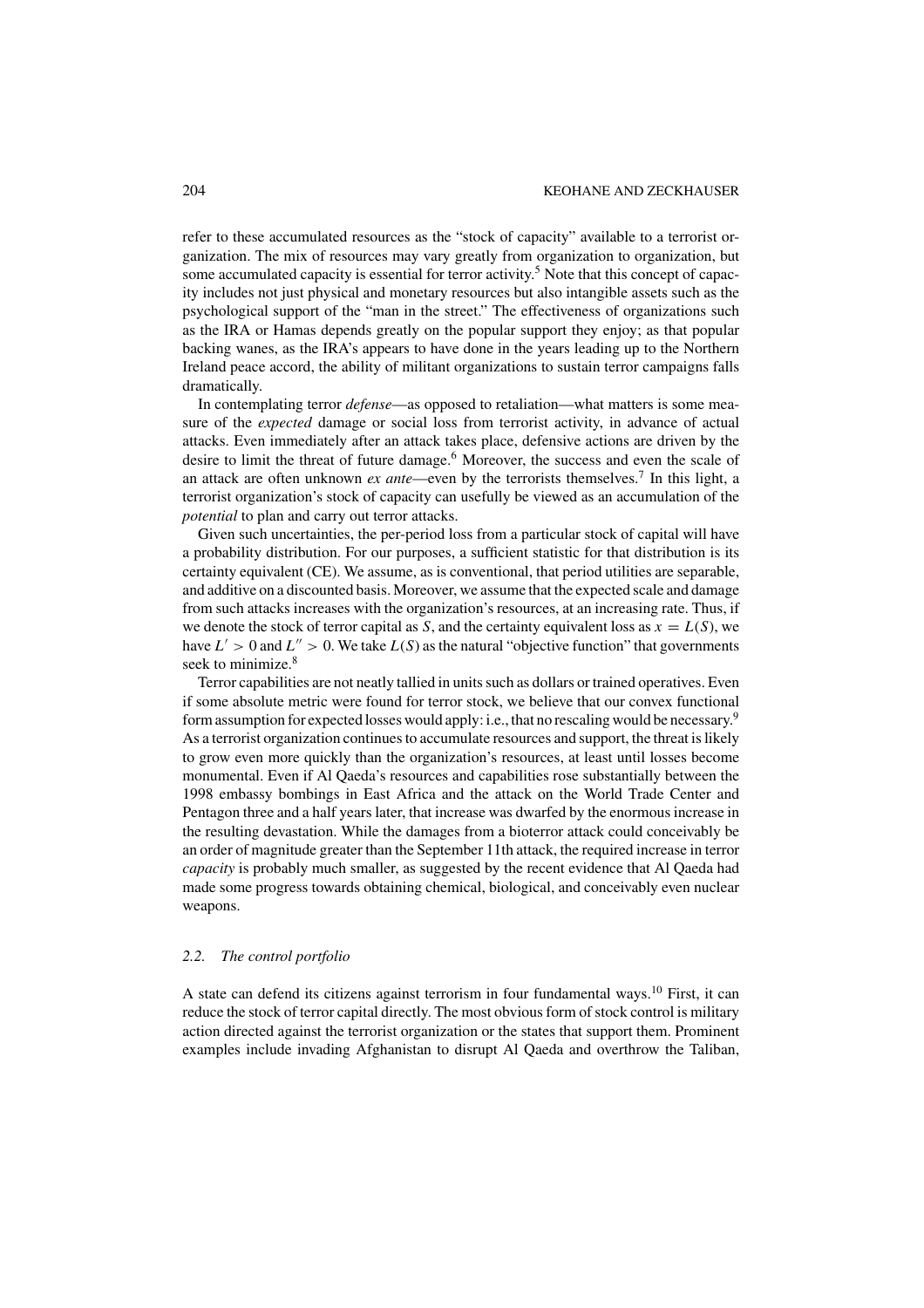refer to these accumulated resources as the "stock of capacity" available to a terrorist organization. The mix of resources may vary greatly from organization to organization, but some accumulated capacity is essential for terror activity.[5] Note that this concept of capacity includes not just physical and monetary resources but also intangible assets such as the psychological support of the "man in the street." The effectiveness of organizations such as the IRA or Hamas depends greatly on the popular support they enjoy; as that popular backing wanes, as the IRA's appears to have done in the years leading up to the Northern Ireland peace accord, the ability of militant organizations to sustain terror campaigns falls dramatically.

In contemplating terror *defense*—as opposed to retaliation—what matters is some measure of the *expected* damage or social loss from terrorist activity, in advance of actual attacks. Even immediately after an attack takes place, defensive actions are driven by the desire to limit the threat of future damage.[6] Moreover, the success and even the scale of an attack are often unknown *ex ante*—even by the terrorists themselves.[7] In this light, a terrorist organization's stock of capacity can usefully be viewed as an accumulation of the *potential* to plan and carry out terror attacks.

Given such uncertainties, the per-period loss from a particular stock of capital will have a probability distribution. For our purposes, a sufficient statistic for that distribution is its certainty equivalent (CE). We assume, as is conventional, that period utilities are separable, and additive on a discounted basis. Moreover, we assume that the expected scale and damage from such attacks increases with the organization's resources, at an increasing rate. Thus, if we denote the stock of terror capital as $S$, and the certainty equivalent loss as $x = L(S)$, we have $L' > 0$ and $L'' > 0$. We take $L(S)$ as the natural "objective function" that governments seek to minimize.[8]

Terror capabilities are not neatly tallied in units such as dollars or trained operatives. Even if some absolute metric were found for terror stock, we believe that our convex functional form assumption for expected losses would apply: i.e., that no rescaling would be necessary.[9] As a terrorist organization continues to accumulate resources and support, the threat is likely to grow even more quickly than the organization's resources, at least until losses become monumental. Even if Al Qaeda's resources and capabilities rose substantially between the 1998 embassy bombings in East Africa and the attack on the World Trade Center and Pentagon three and a half years later, that increase was dwarfed by the enormous increase in the resulting devastation. While the damages from a bioterror attack could conceivably be an order of magnitude greater than the September 11th attack, the required increase in terror *capacity* is probably much smaller, as suggested by the recent evidence that Al Qaeda had made some progress towards obtaining chemical, biological, and conceivably even nuclear weapons.

### 2.2. *The control portfolio*

A state can defend its citizens against terrorism in four fundamental ways.[10] First, it can reduce the stock of terror capital directly. The most obvious form of stock control is military action directed against the terrorist organization or the states that support them. Prominent examples include invading Afghanistan to disrupt Al Qaeda and overthrow the Taliban,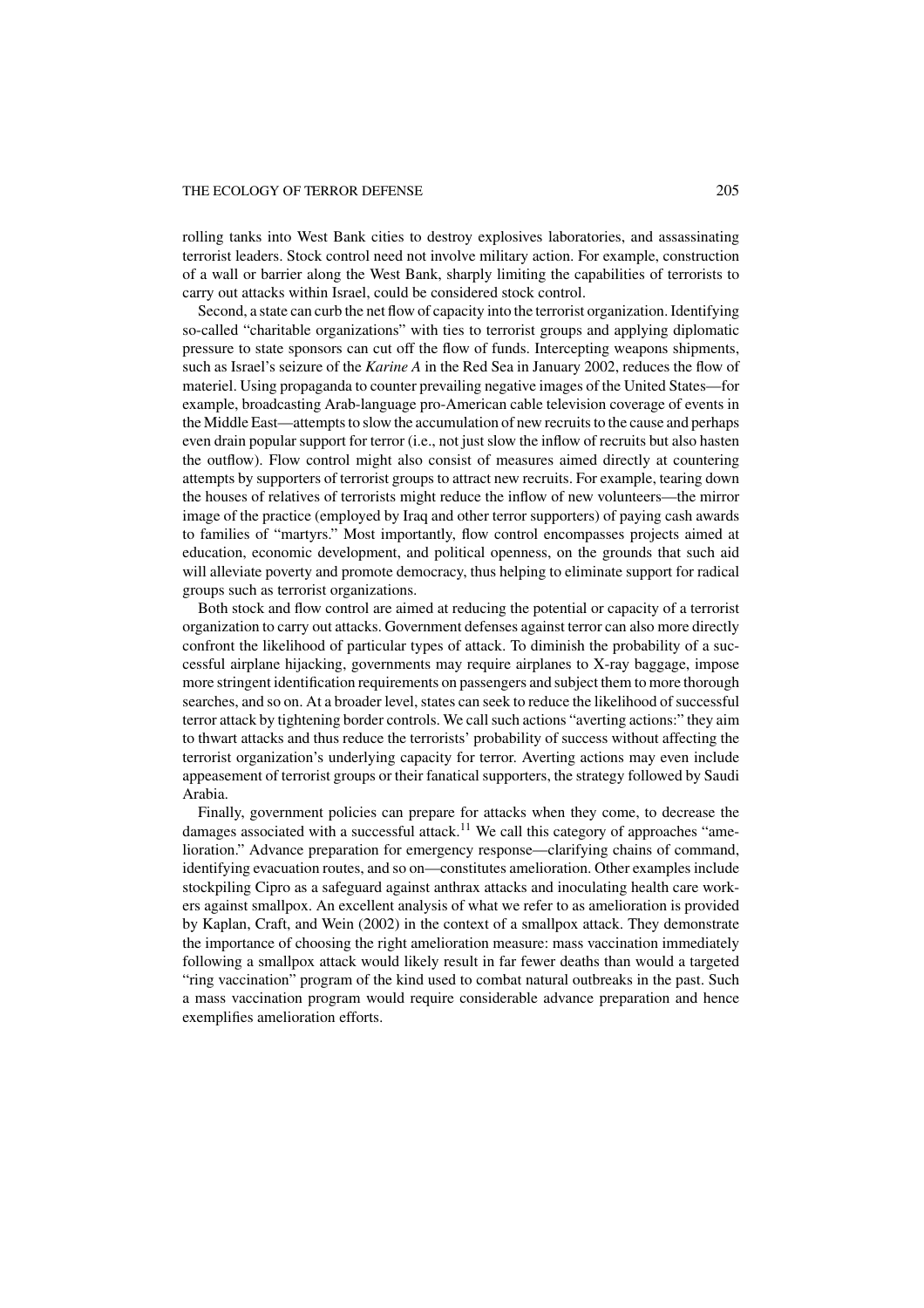rolling tanks into West Bank cities to destroy explosives laboratories, and assassinating terrorist leaders. Stock control need not involve military action. For example, construction of a wall or barrier along the West Bank, sharply limiting the capabilities of terrorists to carry out attacks within Israel, could be considered stock control.

Second, a state can curb the net flow of capacity into the terrorist organization. Identifying so-called "charitable organizations" with ties to terrorist groups and applying diplomatic pressure to state sponsors can cut off the flow of funds. Intercepting weapons shipments, such as Israel's seizure of the *Karine A* in the Red Sea in January 2002, reduces the flow of materiel. Using propaganda to counter prevailing negative images of the United States—for example, broadcasting Arab-language pro-American cable television coverage of events in the Middle East—attempts to slow the accumulation of new recruits to the cause and perhaps even drain popular support for terror (i.e., not just slow the inflow of recruits but also hasten the outflow). Flow control might also consist of measures aimed directly at countering attempts by supporters of terrorist groups to attract new recruits. For example, tearing down the houses of relatives of terrorists might reduce the inflow of new volunteers—the mirror image of the practice (employed by Iraq and other terror supporters) of paying cash awards to families of "martyrs." Most importantly, flow control encompasses projects aimed at education, economic development, and political openness, on the grounds that such aid will alleviate poverty and promote democracy, thus helping to eliminate support for radical groups such as terrorist organizations.

Both stock and flow control are aimed at reducing the potential or capacity of a terrorist organization to carry out attacks. Government defenses against terror can also more directly confront the likelihood of particular types of attack. To diminish the probability of a successful airplane hijacking, governments may require airplanes to X-ray baggage, impose more stringent identification requirements on passengers and subject them to more thorough searches, and so on. At a broader level, states can seek to reduce the likelihood of successful terror attack by tightening border controls. We call such actions "averting actions:" they aim to thwart attacks and thus reduce the terrorists' probability of success without affecting the terrorist organization's underlying capacity for terror. Averting actions may even include appeasement of terrorist groups or their fanatical supporters, the strategy followed by Saudi Arabia.

Finally, government policies can prepare for attacks when they come, to decrease the damages associated with a successful attack.[11] We call this category of approaches "amelioration." Advance preparation for emergency response—clarifying chains of command, identifying evacuation routes, and so on—constitutes amelioration. Other examples include stockpiling Cipro as a safeguard against anthrax attacks and inoculating health care workers against smallpox. An excellent analysis of what we refer to as amelioration is provided by Kaplan, Craft, and Wein (2002) in the context of a smallpox attack. They demonstrate the importance of choosing the right amelioration measure: mass vaccination immediately following a smallpox attack would likely result in far fewer deaths than would a targeted "ring vaccination" program of the kind used to combat natural outbreaks in the past. Such a mass vaccination program would require considerable advance preparation and hence exemplifies amelioration efforts.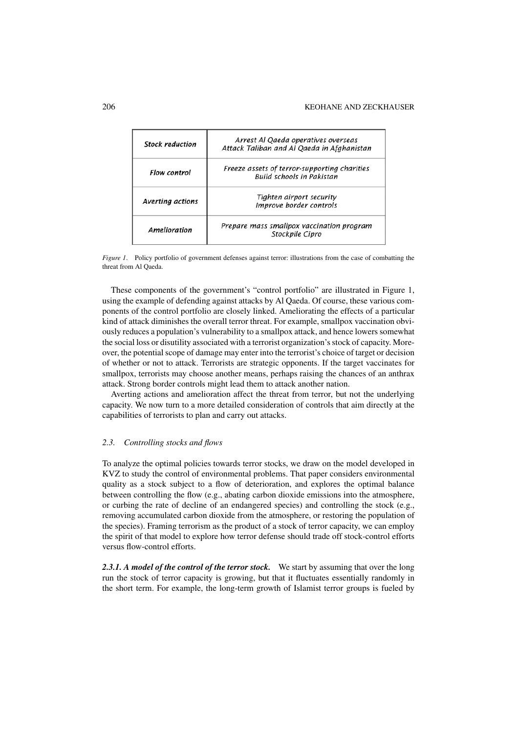| | |
|---|---|
| *Stock reduction* | *Arrest Al Qaeda operatives overseas*<br>*Attack Taliban and Al Qaeda in Afghanistan* |
| *Flow control* | *Freeze assets of terror-supporting charities*<br>*Build schools in Pakistan* |
| *Averting actions* | *Tighten airport security*<br>*Improve border controls* |
| *Amelioration* | *Prepare mass smallpox vaccination program*<br>*Stockpile Cipro* |

*Figure 1*. Policy portfolio of government defenses against terror: illustrations from the case of combatting the threat from Al Qaeda.

These components of the government's "control portfolio" are illustrated in Figure 1, using the example of defending against attacks by Al Qaeda. Of course, these various components of the control portfolio are closely linked. Ameliorating the effects of a particular kind of attack diminishes the overall terror threat. For example, smallpox vaccination obviously reduces a population's vulnerability to a smallpox attack, and hence lowers somewhat the social loss or disutility associated with a terrorist organization's stock of capacity. Moreover, the potential scope of damage may enter into the terrorist's choice of target or decision of whether or not to attack. Terrorists are strategic opponents. If the target vaccinates for smallpox, terrorists may choose another means, perhaps raising the chances of an anthrax attack. Strong border controls might lead them to attack another nation.

Averting actions and amelioration affect the threat from terror, but not the underlying capacity. We now turn to a more detailed consideration of controls that aim directly at the capabilities of terrorists to plan and carry out attacks.

### *2.3. Controlling stocks and flows*

To analyze the optimal policies towards terror stocks, we draw on the model developed in KVZ to study the control of environmental problems. That paper considers environmental quality as a stock subject to a flow of deterioration, and explores the optimal balance between controlling the flow (e.g., abating carbon dioxide emissions into the atmosphere, or curbing the rate of decline of an endangered species) and controlling the stock (e.g., removing accumulated carbon dioxide from the atmosphere, or restoring the population of the species). Framing terrorism as the product of a stock of terror capacity, we can employ the spirit of that model to explore how terror defense should trade off stock-control efforts versus flow-control efforts.

***2.3.1. A model of the control of the terror stock.*** We start by assuming that over the long run the stock of terror capacity is growing, but that it fluctuates essentially randomly in the short term. For example, the long-term growth of Islamist terror groups is fueled by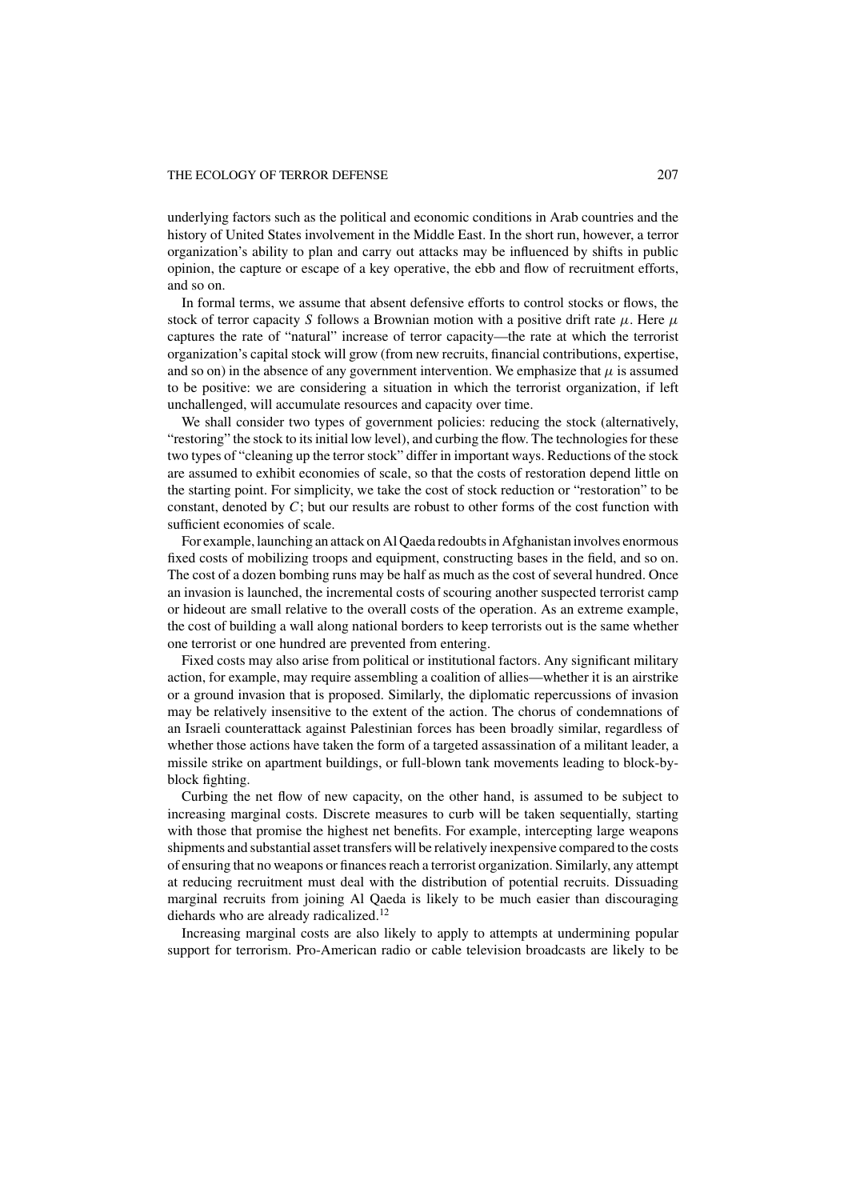underlying factors such as the political and economic conditions in Arab countries and the history of United States involvement in the Middle East. In the short run, however, a terror organization's ability to plan and carry out attacks may be influenced by shifts in public opinion, the capture or escape of a key operative, the ebb and flow of recruitment efforts, and so on.

In formal terms, we assume that absent defensive efforts to control stocks or flows, the stock of terror capacity $S$ follows a Brownian motion with a positive drift rate $\mu$. Here $\mu$ captures the rate of "natural" increase of terror capacity—the rate at which the terrorist organization's capital stock will grow (from new recruits, financial contributions, expertise, and so on) in the absence of any government intervention. We emphasize that $\mu$ is assumed to be positive: we are considering a situation in which the terrorist organization, if left unchallenged, will accumulate resources and capacity over time.

We shall consider two types of government policies: reducing the stock (alternatively, "restoring" the stock to its initial low level), and curbing the flow. The technologies for these two types of "cleaning up the terror stock" differ in important ways. Reductions of the stock are assumed to exhibit economies of scale, so that the costs of restoration depend little on the starting point. For simplicity, we take the cost of stock reduction or "restoration" to be constant, denoted by $C$; but our results are robust to other forms of the cost function with sufficient economies of scale.

For example, launching an attack on Al Qaeda redoubts in Afghanistan involves enormous fixed costs of mobilizing troops and equipment, constructing bases in the field, and so on. The cost of a dozen bombing runs may be half as much as the cost of several hundred. Once an invasion is launched, the incremental costs of scouring another suspected terrorist camp or hideout are small relative to the overall costs of the operation. As an extreme example, the cost of building a wall along national borders to keep terrorists out is the same whether one terrorist or one hundred are prevented from entering.

Fixed costs may also arise from political or institutional factors. Any significant military action, for example, may require assembling a coalition of allies—whether it is an airstrike or a ground invasion that is proposed. Similarly, the diplomatic repercussions of invasion may be relatively insensitive to the extent of the action. The chorus of condemnations of an Israeli counterattack against Palestinian forces has been broadly similar, regardless of whether those actions have taken the form of a targeted assassination of a militant leader, a missile strike on apartment buildings, or full-blown tank movements leading to block-by-block fighting.

Curbing the net flow of new capacity, on the other hand, is assumed to be subject to increasing marginal costs. Discrete measures to curb will be taken sequentially, starting with those that promise the highest net benefits. For example, intercepting large weapons shipments and substantial asset transfers will be relatively inexpensive compared to the costs of ensuring that no weapons or finances reach a terrorist organization. Similarly, any attempt at reducing recruitment must deal with the distribution of potential recruits. Dissuading marginal recruits from joining Al Qaeda is likely to be much easier than discouraging diehards who are already radicalized.[12]

Increasing marginal costs are also likely to apply to attempts at undermining popular support for terrorism. Pro-American radio or cable television broadcasts are likely to be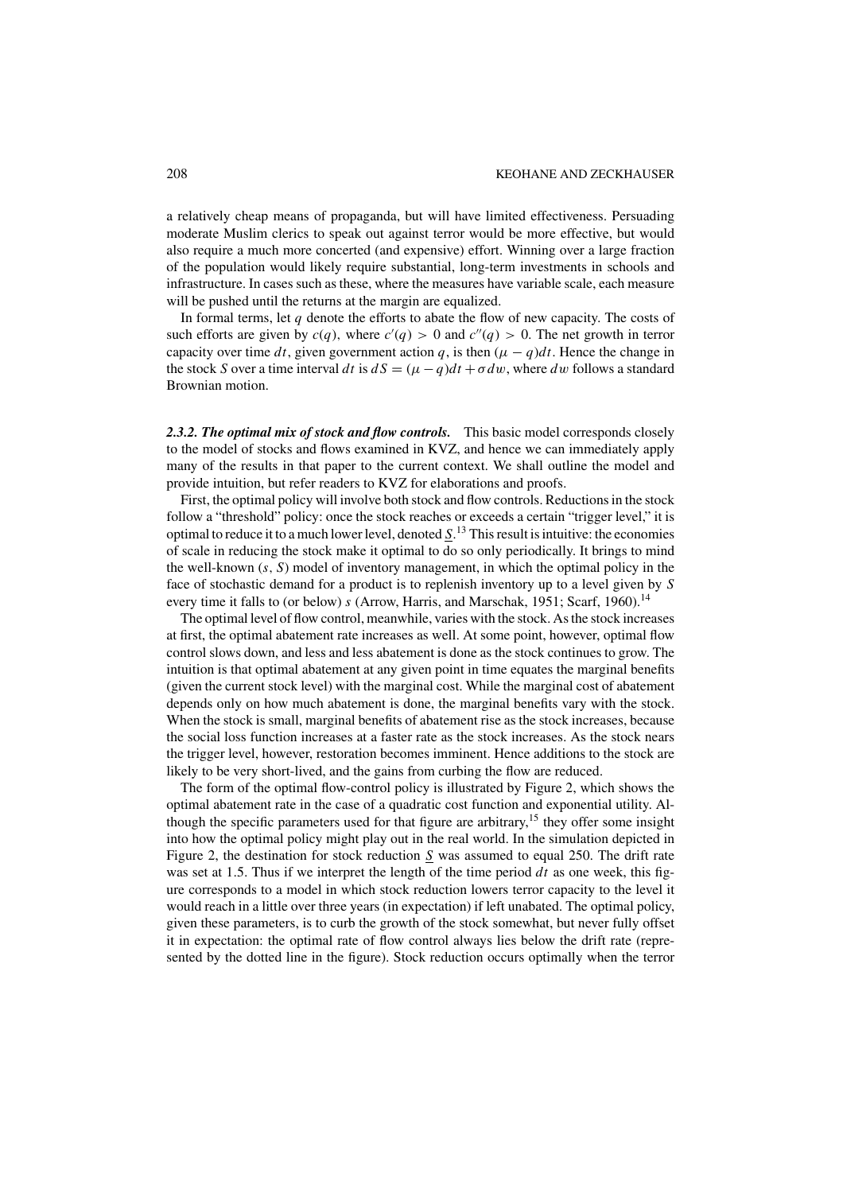a relatively cheap means of propaganda, but will have limited effectiveness. Persuading moderate Muslim clerics to speak out against terror would be more effective, but would also require a much more concerted (and expensive) effort. Winning over a large fraction of the population would likely require substantial, long-term investments in schools and infrastructure. In cases such as these, where the measures have variable scale, each measure will be pushed until the returns at the margin are equalized.

In formal terms, let $q$ denote the efforts to abate the flow of new capacity. The costs of such efforts are given by $c(q)$, where $c'(q) > 0$ and $c''(q) > 0$. The net growth in terror capacity over time $dt$, given government action $q$, is then $(\mu - q)dt$. Hence the change in the stock $S$ over a time interval $dt$ is $dS = (\mu - q)dt + \sigma dw$, where $dw$ follows a standard Brownian motion.

#### *2.3.2. The optimal mix of stock and flow controls.*

This basic model corresponds closely to the model of stocks and flows examined in KVZ, and hence we can immediately apply many of the results in that paper to the current context. We shall outline the model and provide intuition, but refer readers to KVZ for elaborations and proofs.

First, the optimal policy will involve both stock and flow controls. Reductions in the stock follow a "threshold" policy: once the stock reaches or exceeds a certain "trigger level," it is optimal to reduce it to a much lower level, denoted $\underline{S}$.[13] This result is intuitive: the economies of scale in reducing the stock make it optimal to do so only periodically. It brings to mind the well-known $(s, S)$ model of inventory management, in which the optimal policy in the face of stochastic demand for a product is to replenish inventory up to a level given by $S$ every time it falls to (or below) $s$ (Arrow, Harris, and Marschak, 1951; Scarf, 1960).[14]

The optimal level of flow control, meanwhile, varies with the stock. As the stock increases at first, the optimal abatement rate increases as well. At some point, however, optimal flow control slows down, and less and less abatement is done as the stock continues to grow. The intuition is that optimal abatement at any given point in time equates the marginal benefits (given the current stock level) with the marginal cost. While the marginal cost of abatement depends only on how much abatement is done, the marginal benefits vary with the stock. When the stock is small, marginal benefits of abatement rise as the stock increases, because the social loss function increases at a faster rate as the stock increases. As the stock nears the trigger level, however, restoration becomes imminent. Hence additions to the stock are likely to be very short-lived, and the gains from curbing the flow are reduced.

The form of the optimal flow-control policy is illustrated by Figure 2, which shows the optimal abatement rate in the case of a quadratic cost function and exponential utility. Although the specific parameters used for that figure are arbitrary,[15] they offer some insight into how the optimal policy might play out in the real world. In the simulation depicted in Figure 2, the destination for stock reduction $\underline{S}$ was assumed to equal 250. The drift rate was set at 1.5. Thus if we interpret the length of the time period $dt$ as one week, this figure corresponds to a model in which stock reduction lowers terror capacity to the level it would reach in a little over three years (in expectation) if left unabated. The optimal policy, given these parameters, is to curb the growth of the stock somewhat, but never fully offset it in expectation: the optimal rate of flow control always lies below the drift rate (represented by the dotted line in the figure). Stock reduction occurs optimally when the terror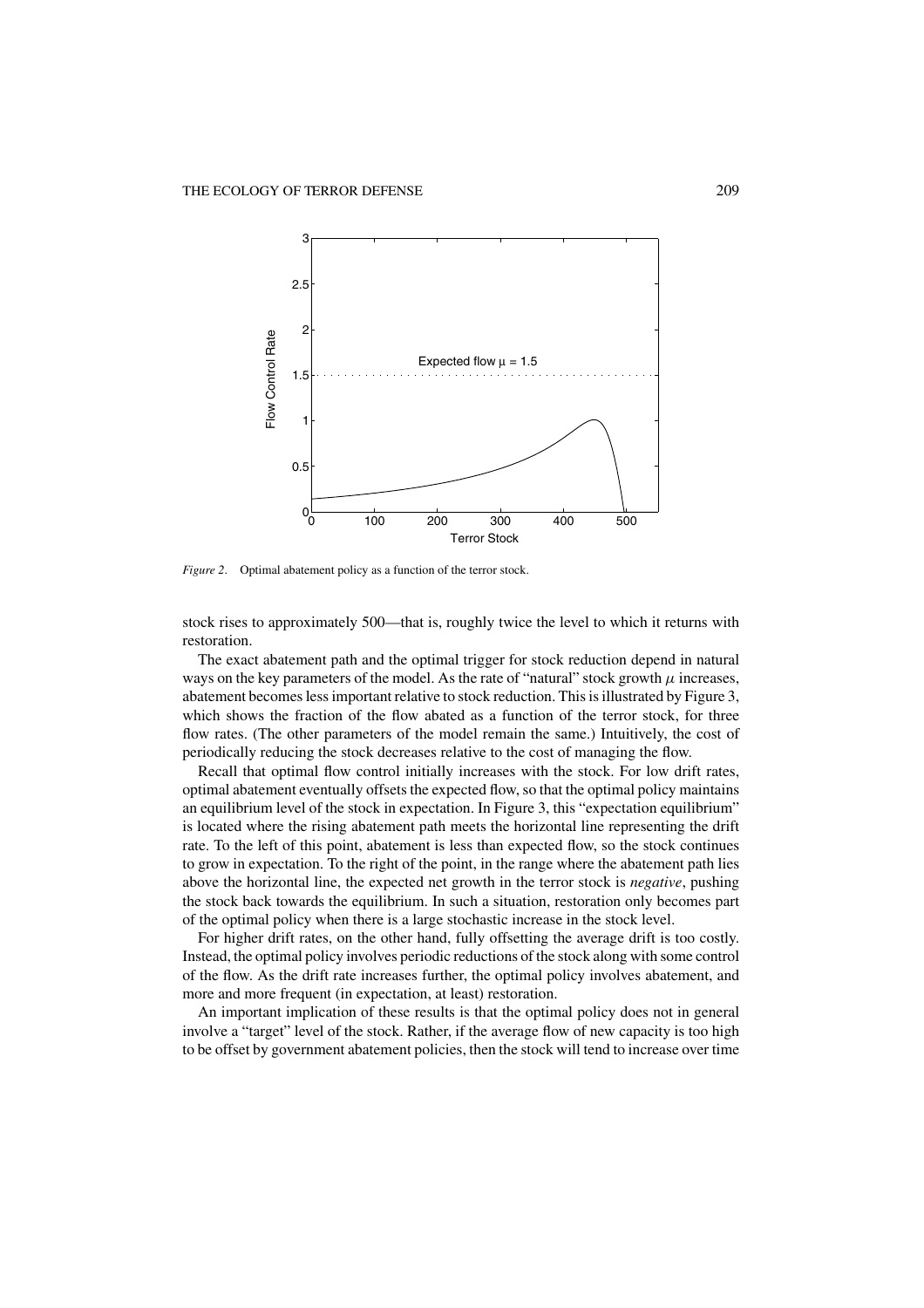Flow Control Rate

Expected flow $\mu$ = 1.5

Terror Stock

0
0.5
1
1.5
2
2.5
3

0
100
200
300
400
500

*Figure 2*. Optimal abatement policy as a function of the terror stock.

stock rises to approximately 500—that is, roughly twice the level to which it returns with restoration.

The exact abatement path and the optimal trigger for stock reduction depend in natural ways on the key parameters of the model. As the rate of "natural" stock growth $\mu$ increases, abatement becomes less important relative to stock reduction. This is illustrated by Figure 3, which shows the fraction of the flow abated as a function of the terror stock, for three flow rates. (The other parameters of the model remain the same.) Intuitively, the cost of periodically reducing the stock decreases relative to the cost of managing the flow.

Recall that optimal flow control initially increases with the stock. For low drift rates, optimal abatement eventually offsets the expected flow, so that the optimal policy maintains an equilibrium level of the stock in expectation. In Figure 3, this "expectation equilibrium" is located where the rising abatement path meets the horizontal line representing the drift rate. To the left of this point, abatement is less than expected flow, so the stock continues to grow in expectation. To the right of the point, in the range where the abatement path lies above the horizontal line, the expected net growth in the terror stock is *negative*, pushing the stock back towards the equilibrium. In such a situation, restoration only becomes part of the optimal policy when there is a large stochastic increase in the stock level.

For higher drift rates, on the other hand, fully offsetting the average drift is too costly. Instead, the optimal policy involves periodic reductions of the stock along with some control of the flow. As the drift rate increases further, the optimal policy involves abatement, and more and more frequent (in expectation, at least) restoration.

An important implication of these results is that the optimal policy does not in general involve a "target" level of the stock. Rather, if the average flow of new capacity is too high to be offset by government abatement policies, then the stock will tend to increase over time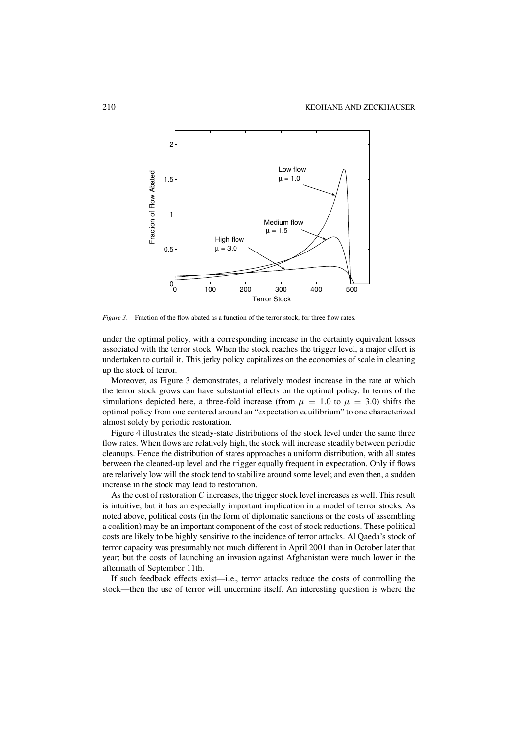*Figure 3*. Fraction of the flow abated as a function of the terror stock, for three flow rates.

under the optimal policy, with a corresponding increase in the certainty equivalent losses associated with the terror stock. When the stock reaches the trigger level, a major effort is undertaken to curtail it. This jerky policy capitalizes on the economies of scale in cleaning up the stock of terror.

Moreover, as Figure 3 demonstrates, a relatively modest increase in the rate at which the terror stock grows can have substantial effects on the optimal policy. In terms of the simulations depicted here, a three-fold increase (from $\mu = 1.0$ to $\mu = 3.0$) shifts the optimal policy from one centered around an "expectation equilibrium" to one characterized almost solely by periodic restoration.

Figure 4 illustrates the steady-state distributions of the stock level under the same three flow rates. When flows are relatively high, the stock will increase steadily between periodic cleanups. Hence the distribution of states approaches a uniform distribution, with all states between the cleaned-up level and the trigger equally frequent in expectation. Only if flows are relatively low will the stock tend to stabilize around some level; and even then, a sudden increase in the stock may lead to restoration.

As the cost of restoration $C$ increases, the trigger stock level increases as well. This result is intuitive, but it has an especially important implication in a model of terror stocks. As noted above, political costs (in the form of diplomatic sanctions or the costs of assembling a coalition) may be an important component of the cost of stock reductions. These political costs are likely to be highly sensitive to the incidence of terror attacks. Al Qaeda's stock of terror capacity was presumably not much different in April 2001 than in October later that year; but the costs of launching an invasion against Afghanistan were much lower in the aftermath of September 11th.

If such feedback effects exist—i.e., terror attacks reduce the costs of controlling the stock—then the use of terror will undermine itself. An interesting question is where the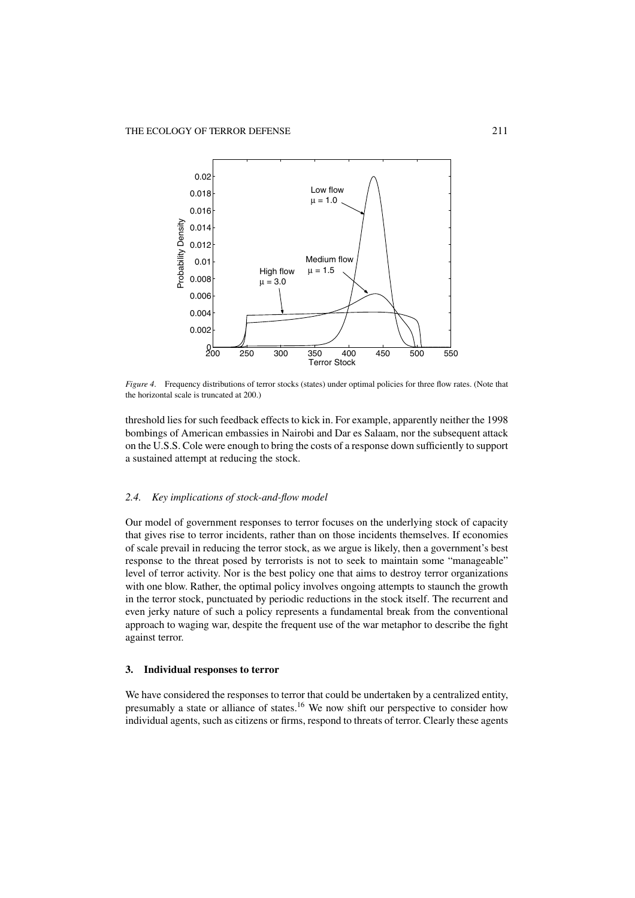*Figure 4*. Frequency distributions of terror stocks (states) under optimal policies for three flow rates. (Note that the horizontal scale is truncated at 200.)

threshold lies for such feedback effects to kick in. For example, apparently neither the 1998 bombings of American embassies in Nairobi and Dar es Salaam, nor the subsequent attack on the U.S.S. Cole were enough to bring the costs of a response down sufficiently to support a sustained attempt at reducing the stock.

### *2.4. Key implications of stock-and-flow model*

Our model of government responses to terror focuses on the underlying stock of capacity that gives rise to terror incidents, rather than on those incidents themselves. If economies of scale prevail in reducing the terror stock, as we argue is likely, then a government's best response to the threat posed by terrorists is not to seek to maintain some "manageable" level of terror activity. Nor is the best policy one that aims to destroy terror organizations with one blow. Rather, the optimal policy involves ongoing attempts to staunch the growth in the terror stock, punctuated by periodic reductions in the stock itself. The recurrent and even jerky nature of such a policy represents a fundamental break from the conventional approach to waging war, despite the frequent use of the war metaphor to describe the fight against terror.

## 3. Individual responses to terror

We have considered the responses to terror that could be undertaken by a centralized entity, presumably a state or alliance of states.[16] We now shift our perspective to consider how individual agents, such as citizens or firms, respond to threats of terror. Clearly these agents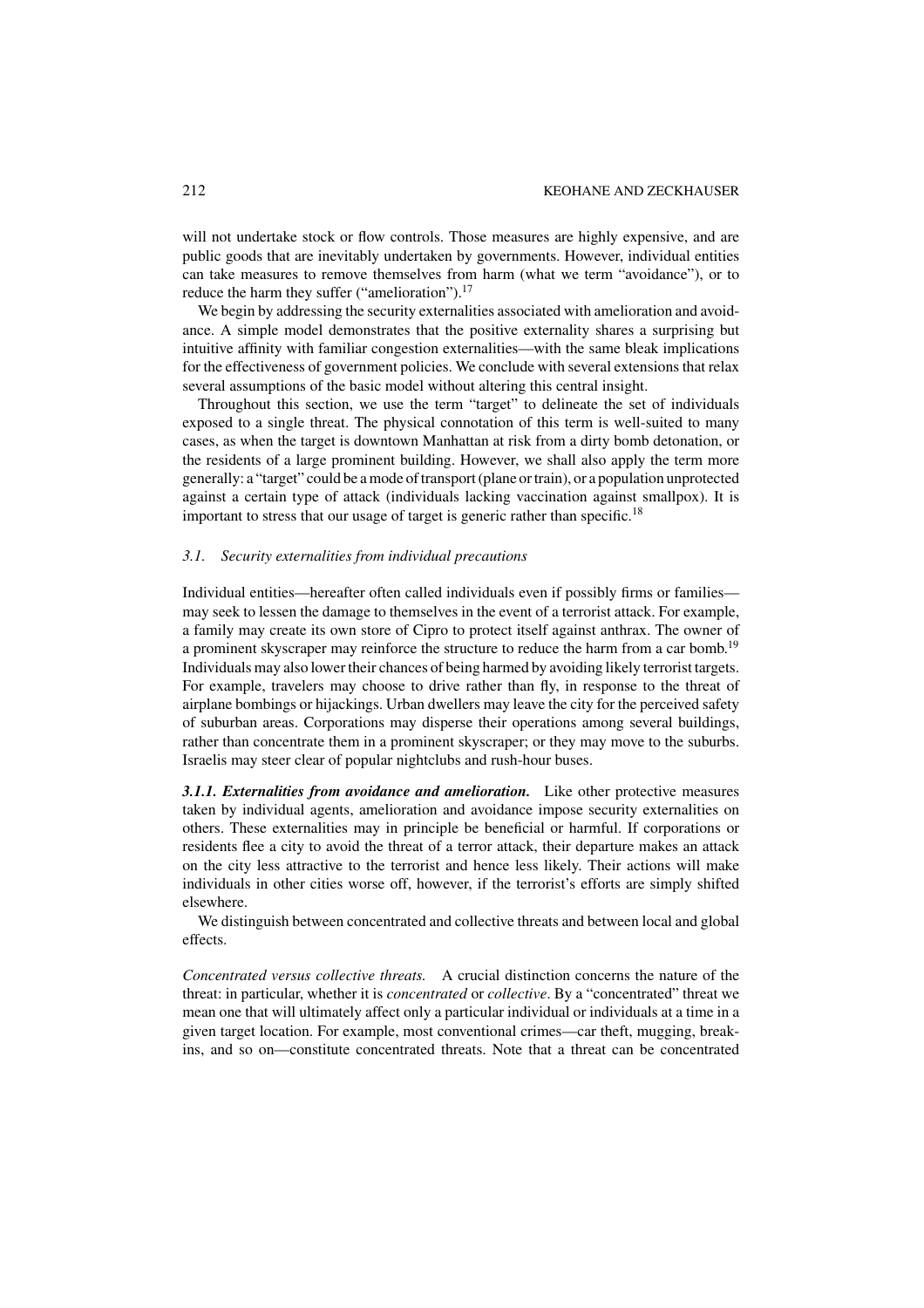will not undertake stock or flow controls. Those measures are highly expensive, and are public goods that are inevitably undertaken by governments. However, individual entities can take measures to remove themselves from harm (what we term "avoidance"), or to reduce the harm they suffer ("amelioration").[17]

We begin by addressing the security externalities associated with amelioration and avoidance. A simple model demonstrates that the positive externality shares a surprising but intuitive affinity with familiar congestion externalities—with the same bleak implications for the effectiveness of government policies. We conclude with several extensions that relax several assumptions of the basic model without altering this central insight.

Throughout this section, we use the term "target" to delineate the set of individuals exposed to a single threat. The physical connotation of this term is well-suited to many cases, as when the target is downtown Manhattan at risk from a dirty bomb detonation, or the residents of a large prominent building. However, we shall also apply the term more generally: a "target" could be a mode of transport (plane or train), or a population unprotected against a certain type of attack (individuals lacking vaccination against smallpox). It is important to stress that our usage of target is generic rather than specific.[18]

### *3.1. Security externalities from individual precautions*

Individual entities—hereafter often called individuals even if possibly firms or families—may seek to lessen the damage to themselves in the event of a terrorist attack. For example, a family may create its own store of Cipro to protect itself against anthrax. The owner of a prominent skyscraper may reinforce the structure to reduce the harm from a car bomb.[19] Individuals may also lower their chances of being harmed by avoiding likely terrorist targets. For example, travelers may choose to drive rather than fly, in response to the threat of airplane bombings or hijackings. Urban dwellers may leave the city for the perceived safety of suburban areas. Corporations may disperse their operations among several buildings, rather than concentrate them in a prominent skyscraper; or they may move to the suburbs. Israelis may steer clear of popular nightclubs and rush-hour buses.

***3.1.1. Externalities from avoidance and amelioration.*** Like other protective measures taken by individual agents, amelioration and avoidance impose security externalities on others. These externalities may in principle be beneficial or harmful. If corporations or residents flee a city to avoid the threat of a terror attack, their departure makes an attack on the city less attractive to the terrorist and hence less likely. Their actions will make individuals in other cities worse off, however, if the terrorist's efforts are simply shifted elsewhere.

We distinguish between concentrated and collective threats and between local and global effects.

*Concentrated versus collective threats.* A crucial distinction concerns the nature of the threat: in particular, whether it is *concentrated* or *collective*. By a "concentrated" threat we mean one that will ultimately affect only a particular individual or individuals at a time in a given target location. For example, most conventional crimes—car theft, mugging, break-ins, and so on—constitute concentrated threats. Note that a threat can be concentrated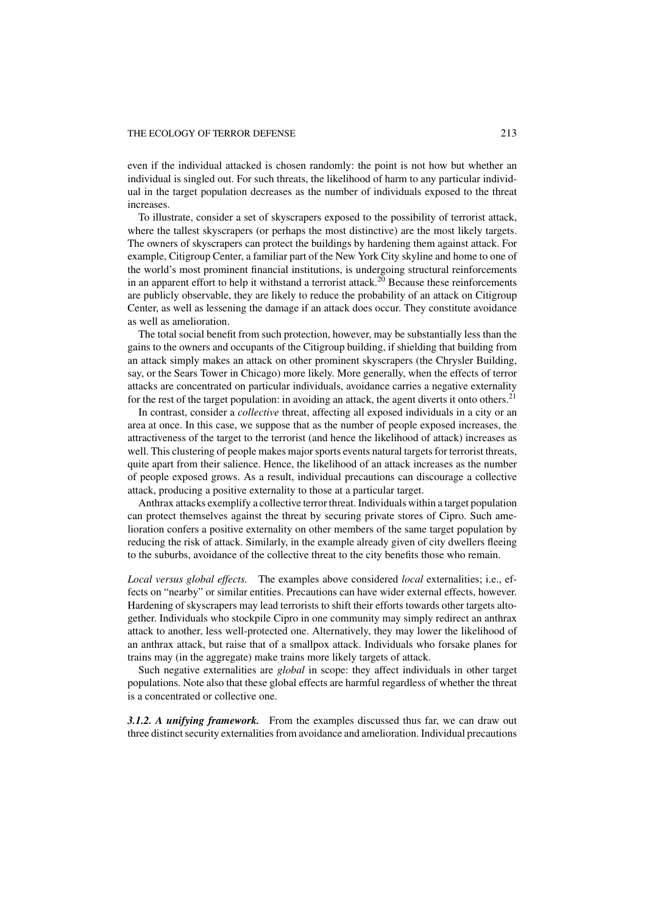even if the individual attacked is chosen randomly: the point is not how but whether an individual is singled out. For such threats, the likelihood of harm to any particular individual in the target population decreases as the number of individuals exposed to the threat increases.

To illustrate, consider a set of skyscrapers exposed to the possibility of terrorist attack, where the tallest skyscrapers (or perhaps the most distinctive) are the most likely targets. The owners of skyscrapers can protect the buildings by hardening them against attack. For example, Citigroup Center, a familiar part of the New York City skyline and home to one of the world's most prominent financial institutions, is undergoing structural reinforcements in an apparent effort to help it withstand a terrorist attack.[20] Because these reinforcements are publicly observable, they are likely to reduce the probability of an attack on Citigroup Center, as well as lessening the damage if an attack does occur. They constitute avoidance as well as amelioration.

The total social benefit from such protection, however, may be substantially less than the gains to the owners and occupants of the Citigroup building, if shielding that building from an attack simply makes an attack on other prominent skyscrapers (the Chrysler Building, say, or the Sears Tower in Chicago) more likely. More generally, when the effects of terror attacks are concentrated on particular individuals, avoidance carries a negative externality for the rest of the target population: in avoiding an attack, the agent diverts it onto others.[21]

In contrast, consider a *collective* threat, affecting all exposed individuals in a city or an area at once. In this case, we suppose that as the number of people exposed increases, the attractiveness of the target to the terrorist (and hence the likelihood of attack) increases as well. This clustering of people makes major sports events natural targets for terrorist threats, quite apart from their salience. Hence, the likelihood of an attack increases as the number of people exposed grows. As a result, individual precautions can discourage a collective attack, producing a positive externality to those at a particular target.

Anthrax attacks exemplify a collective terror threat. Individuals within a target population can protect themselves against the threat by securing private stores of Cipro. Such amelioration confers a positive externality on other members of the same target population by reducing the risk of attack. Similarly, in the example already given of city dwellers fleeing to the suburbs, avoidance of the collective threat to the city benefits those who remain.

*Local versus global effects.* The examples above considered *local* externalities; i.e., effects on "nearby" or similar entities. Precautions can have wider external effects, however. Hardening of skyscrapers may lead terrorists to shift their efforts towards other targets altogether. Individuals who stockpile Cipro in one community may simply redirect an anthrax attack to another, less well-protected one. Alternatively, they may lower the likelihood of an anthrax attack, but raise that of a smallpox attack. Individuals who forsake planes for trains may (in the aggregate) make trains more likely targets of attack.

Such negative externalities are *global* in scope: they affect individuals in other target populations. Note also that these global effects are harmful regardless of whether the threat is a concentrated or collective one.

***3.1.2. A unifying framework.*** From the examples discussed thus far, we can draw out three distinct security externalities from avoidance and amelioration. Individual precautions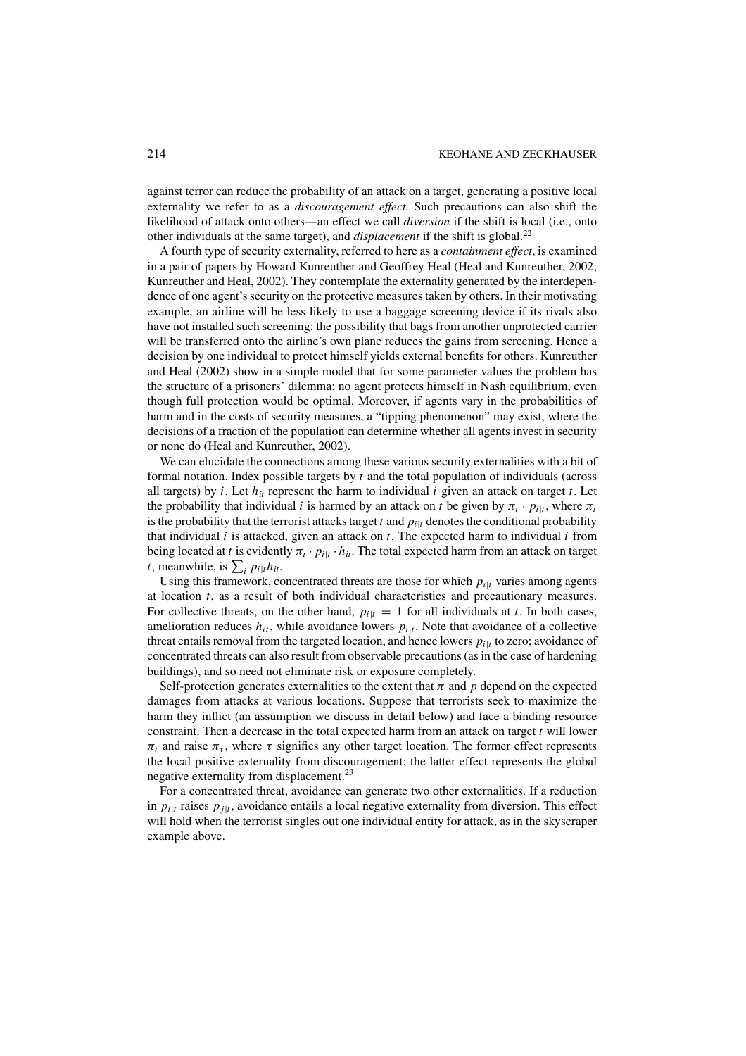against terror can reduce the probability of an attack on a target, generating a positive local externality we refer to as a *discouragement effect.* Such precautions can also shift the likelihood of attack onto others—an effect we call *diversion* if the shift is local (i.e., onto other individuals at the same target), and *displacement* if the shift is global.[22]

A fourth type of security externality, referred to here as a *containment effect*, is examined in a pair of papers by Howard Kunreuther and Geoffrey Heal (Heal and Kunreuther, 2002; Kunreuther and Heal, 2002). They contemplate the externality generated by the interdependence of one agent's security on the protective measures taken by others. In their motivating example, an airline will be less likely to use a baggage screening device if its rivals also have not installed such screening: the possibility that bags from another unprotected carrier will be transferred onto the airline's own plane reduces the gains from screening. Hence a decision by one individual to protect himself yields external benefits for others. Kunreuther and Heal (2002) show in a simple model that for some parameter values the problem has the structure of a prisoners' dilemma: no agent protects himself in Nash equilibrium, even though full protection would be optimal. Moreover, if agents vary in the probabilities of harm and in the costs of security measures, a "tipping phenomenon" may exist, where the decisions of a fraction of the population can determine whether all agents invest in security or none do (Heal and Kunreuther, 2002).

We can elucidate the connections among these various security externalities with a bit of formal notation. Index possible targets by $t$ and the total population of individuals (across all targets) by $i$. Let $h_{it}$ represent the harm to individual $i$ given an attack on target $t$. Let the probability that individual $i$ is harmed by an attack on $t$ be given by $\pi_t \cdot p_{i|t}$, where $\pi_t$ is the probability that the terrorist attacks target $t$ and $p_{i|t}$ denotes the conditional probability that individual $i$ is attacked, given an attack on $t$. The expected harm to individual $i$ from being located at $t$ is evidently $\pi_t \cdot p_{i|t} \cdot h_{it}$. The total expected harm from an attack on target $t$, meanwhile, is $\sum_i p_{i|t} h_{it}$.

Using this framework, concentrated threats are those for which $p_{i|t}$ varies among agents at location $t$, as a result of both individual characteristics and precautionary measures. For collective threats, on the other hand, $p_{i|t} = 1$ for all individuals at $t$. In both cases, amelioration reduces $h_{it}$, while avoidance lowers $p_{i|t}$. Note that avoidance of a collective threat entails removal from the targeted location, and hence lowers $p_{i|t}$ to zero; avoidance of concentrated threats can also result from observable precautions (as in the case of hardening buildings), and so need not eliminate risk or exposure completely.

Self-protection generates externalities to the extent that $\pi$ and $p$ depend on the expected damages from attacks at various locations. Suppose that terrorists seek to maximize the harm they inflict (an assumption we discuss in detail below) and face a binding resource constraint. Then a decrease in the total expected harm from an attack on target $t$ will lower $\pi_t$ and raise $\pi_\tau$, where $\tau$ signifies any other target location. The former effect represents the local positive externality from discouragement; the latter effect represents the global negative externality from displacement.[23]

For a concentrated threat, avoidance can generate two other externalities. If a reduction in $p_{i|t}$ raises $p_{j|t}$, avoidance entails a local negative externality from diversion. This effect will hold when the terrorist singles out one individual entity for attack, as in the skyscraper example above.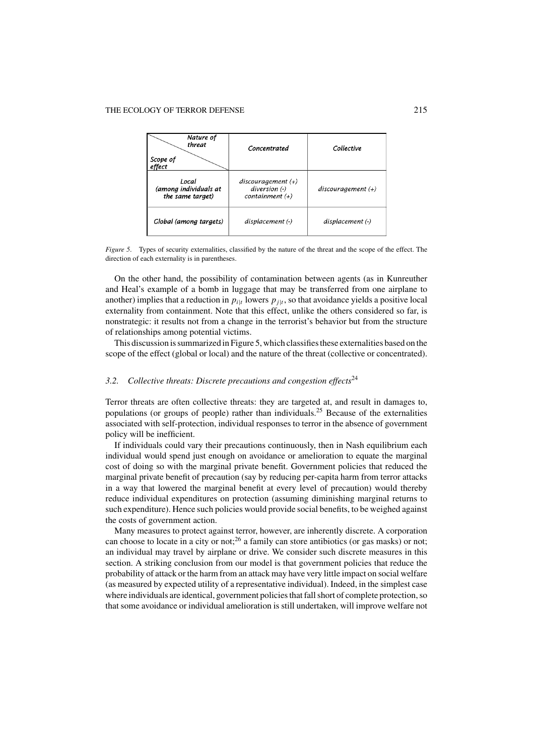| Scope of effect \ Nature of threat | Concentrated | Collective |
|---|---|---|
| Local (among individuals at the same target) | *discouragement (+)* *diversion (-)* *containment (+)* | *discouragement (+)* |
| Global (among targets) | *displacement (-)* | *displacement (-)* |

*Figure 5.* Types of security externalities, classified by the nature of the threat and the scope of the effect. The direction of each externality is in parentheses.

On the other hand, the possibility of contamination between agents (as in Kunreuther and Heal's example of a bomb in luggage that may be transferred from one airplane to another) implies that a reduction in $p_{i|t}$ lowers $p_{j|t}$, so that avoidance yields a positive local externality from containment. Note that this effect, unlike the others considered so far, is nonstrategic: it results not from a change in the terrorist's behavior but from the structure of relationships among potential victims.

This discussion is summarized in Figure 5, which classifies these externalities based on the scope of the effect (global or local) and the nature of the threat (collective or concentrated).

### 3.2. *Collective threats: Discrete precautions and congestion effects*[24]

Terror threats are often collective threats: they are targeted at, and result in damages to, populations (or groups of people) rather than individuals.[25] Because of the externalities associated with self-protection, individual responses to terror in the absence of government policy will be inefficient.

If individuals could vary their precautions continuously, then in Nash equilibrium each individual would spend just enough on avoidance or amelioration to equate the marginal cost of doing so with the marginal private benefit. Government policies that reduced the marginal private benefit of precaution (say by reducing per-capita harm from terror attacks in a way that lowered the marginal benefit at every level of precaution) would thereby reduce individual expenditures on protection (assuming diminishing marginal returns to such expenditure). Hence such policies would provide social benefits, to be weighed against the costs of government action.

Many measures to protect against terror, however, are inherently discrete. A corporation can choose to locate in a city or not;[26] a family can store antibiotics (or gas masks) or not; an individual may travel by airplane or drive. We consider such discrete measures in this section. A striking conclusion from our model is that government policies that reduce the probability of attack or the harm from an attack may have very little impact on social welfare (as measured by expected utility of a representative individual). Indeed, in the simplest case where individuals are identical, government policies that fall short of complete protection, so that some avoidance or individual amelioration is still undertaken, will improve welfare not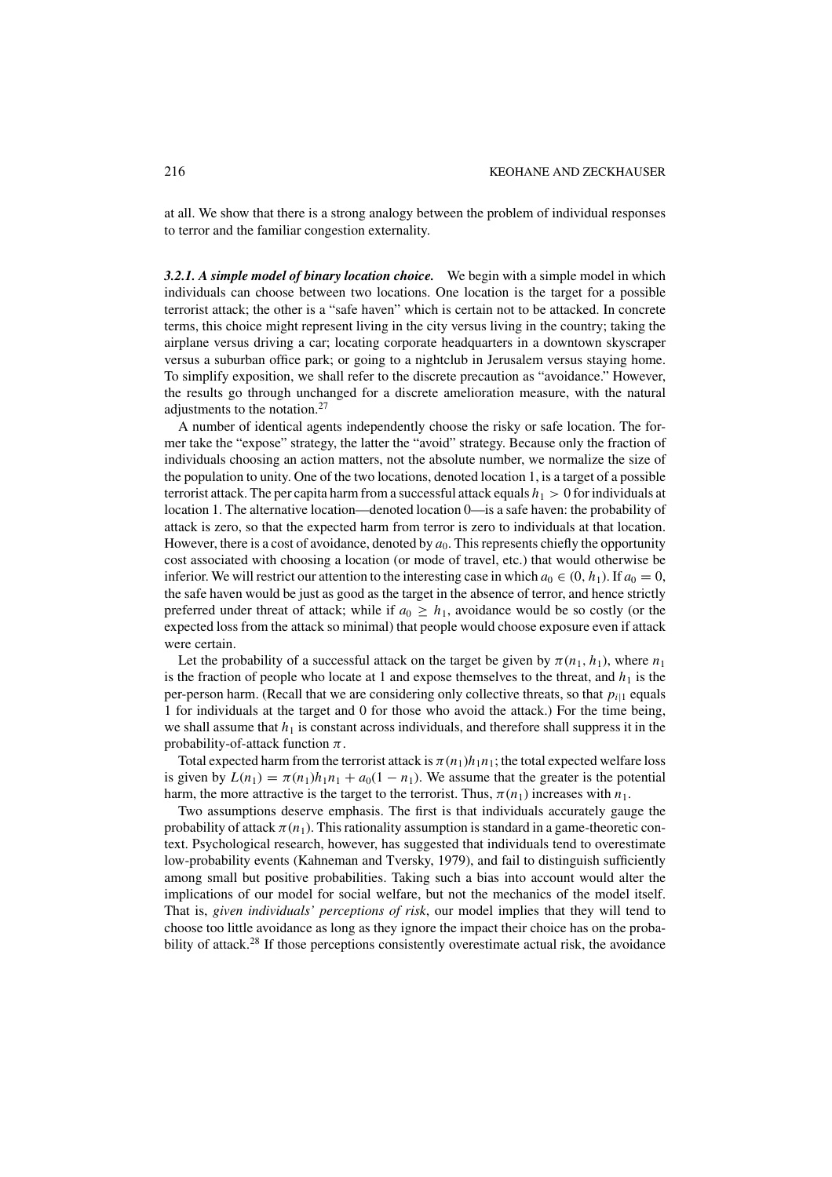at all. We show that there is a strong analogy between the problem of individual responses to terror and the familiar congestion externality.

***3.2.1. A simple model of binary location choice.*** We begin with a simple model in which individuals can choose between two locations. One location is the target for a possible terrorist attack; the other is a "safe haven" which is certain not to be attacked. In concrete terms, this choice might represent living in the city versus living in the country; taking the airplane versus driving a car; locating corporate headquarters in a downtown skyscraper versus a suburban office park; or going to a nightclub in Jerusalem versus staying home. To simplify exposition, we shall refer to the discrete precaution as "avoidance." However, the results go through unchanged for a discrete amelioration measure, with the natural adjustments to the notation.[27]

A number of identical agents independently choose the risky or safe location. The former take the "expose" strategy, the latter the "avoid" strategy. Because only the fraction of individuals choosing an action matters, not the absolute number, we normalize the size of the population to unity. One of the two locations, denoted location 1, is a target of a possible terrorist attack. The per capita harm from a successful attack equals $h_1 > 0$ for individuals at location 1. The alternative location—denoted location 0—is a safe haven: the probability of attack is zero, so that the expected harm from terror is zero to individuals at that location. However, there is a cost of avoidance, denoted by $a_0$. This represents chiefly the opportunity cost associated with choosing a location (or mode of travel, etc.) that would otherwise be inferior. We will restrict our attention to the interesting case in which $a_0 \in (0, h_1)$. If $a_0 = 0$, the safe haven would be just as good as the target in the absence of terror, and hence strictly preferred under threat of attack; while if $a_0 \geq h_1$, avoidance would be so costly (or the expected loss from the attack so minimal) that people would choose exposure even if attack were certain.

Let the probability of a successful attack on the target be given by $\pi(n_1, h_1)$, where $n_1$ is the fraction of people who locate at 1 and expose themselves to the threat, and $h_1$ is the per-person harm. (Recall that we are considering only collective threats, so that $p_{i|1}$ equals 1 for individuals at the target and 0 for those who avoid the attack.) For the time being, we shall assume that $h_1$ is constant across individuals, and therefore shall suppress it in the probability-of-attack function $\pi$.

Total expected harm from the terrorist attack is $\pi(n_1)h_1n_1$; the total expected welfare loss is given by $L(n_1) = \pi(n_1)h_1n_1 + a_0(1 - n_1)$. We assume that the greater is the potential harm, the more attractive is the target to the terrorist. Thus, $\pi(n_1)$ increases with $n_1$.

Two assumptions deserve emphasis. The first is that individuals accurately gauge the probability of attack $\pi(n_1)$. This rationality assumption is standard in a game-theoretic context. Psychological research, however, has suggested that individuals tend to overestimate low-probability events (Kahneman and Tversky, 1979), and fail to distinguish sufficiently among small but positive probabilities. Taking such a bias into account would alter the implications of our model for social welfare, but not the mechanics of the model itself. That is, *given individuals' perceptions of risk*, our model implies that they will tend to choose too little avoidance as long as they ignore the impact their choice has on the probability of attack.[28] If those perceptions consistently overestimate actual risk, the avoidance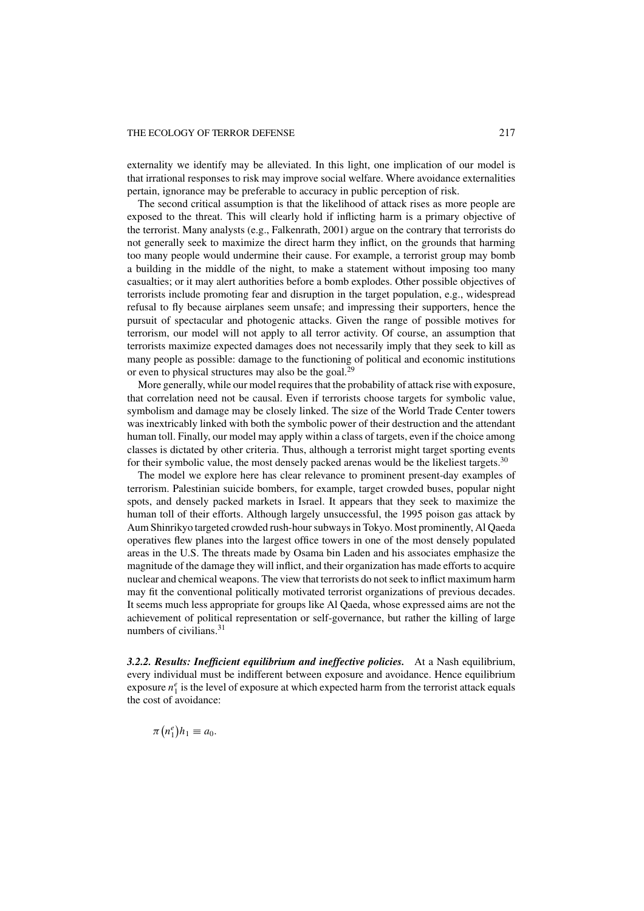externality we identify may be alleviated. In this light, one implication of our model is that irrational responses to risk may improve social welfare. Where avoidance externalities pertain, ignorance may be preferable to accuracy in public perception of risk.

The second critical assumption is that the likelihood of attack rises as more people are exposed to the threat. This will clearly hold if inflicting harm is a primary objective of the terrorist. Many analysts (e.g., Falkenrath, 2001) argue on the contrary that terrorists do not generally seek to maximize the direct harm they inflict, on the grounds that harming too many people would undermine their cause. For example, a terrorist group may bomb a building in the middle of the night, to make a statement without imposing too many casualties; or it may alert authorities before a bomb explodes. Other possible objectives of terrorists include promoting fear and disruption in the target population, e.g., widespread refusal to fly because airplanes seem unsafe; and impressing their supporters, hence the pursuit of spectacular and photogenic attacks. Given the range of possible motives for terrorism, our model will not apply to all terror activity. Of course, an assumption that terrorists maximize expected damages does not necessarily imply that they seek to kill as many people as possible: damage to the functioning of political and economic institutions or even to physical structures may also be the goal.[29]

More generally, while our model requires that the probability of attack rise with exposure, that correlation need not be causal. Even if terrorists choose targets for symbolic value, symbolism and damage may be closely linked. The size of the World Trade Center towers was inextricably linked with both the symbolic power of their destruction and the attendant human toll. Finally, our model may apply within a class of targets, even if the choice among classes is dictated by other criteria. Thus, although a terrorist might target sporting events for their symbolic value, the most densely packed arenas would be the likeliest targets.[30]

The model we explore here has clear relevance to prominent present-day examples of terrorism. Palestinian suicide bombers, for example, target crowded buses, popular night spots, and densely packed markets in Israel. It appears that they seek to maximize the human toll of their efforts. Although largely unsuccessful, the 1995 poison gas attack by Aum Shinrikyo targeted crowded rush-hour subways in Tokyo. Most prominently, Al Qaeda operatives flew planes into the largest office towers in one of the most densely populated areas in the U.S. The threats made by Osama bin Laden and his associates emphasize the magnitude of the damage they will inflict, and their organization has made efforts to acquire nuclear and chemical weapons. The view that terrorists do not seek to inflict maximum harm may fit the conventional politically motivated terrorist organizations of previous decades. It seems much less appropriate for groups like Al Qaeda, whose expressed aims are not the achievement of political representation or self-governance, but rather the killing of large numbers of civilians.[31]

***3.2.2. Results: Inefficient equilibrium and ineffective policies.*** At a Nash equilibrium, every individual must be indifferent between exposure and avoidance. Hence equilibrium exposure $n_1^e$ is the level of exposure at which expected harm from the terrorist attack equals the cost of avoidance:

$$\pi\left(n_1^e\right)h_1 \equiv a_0.$$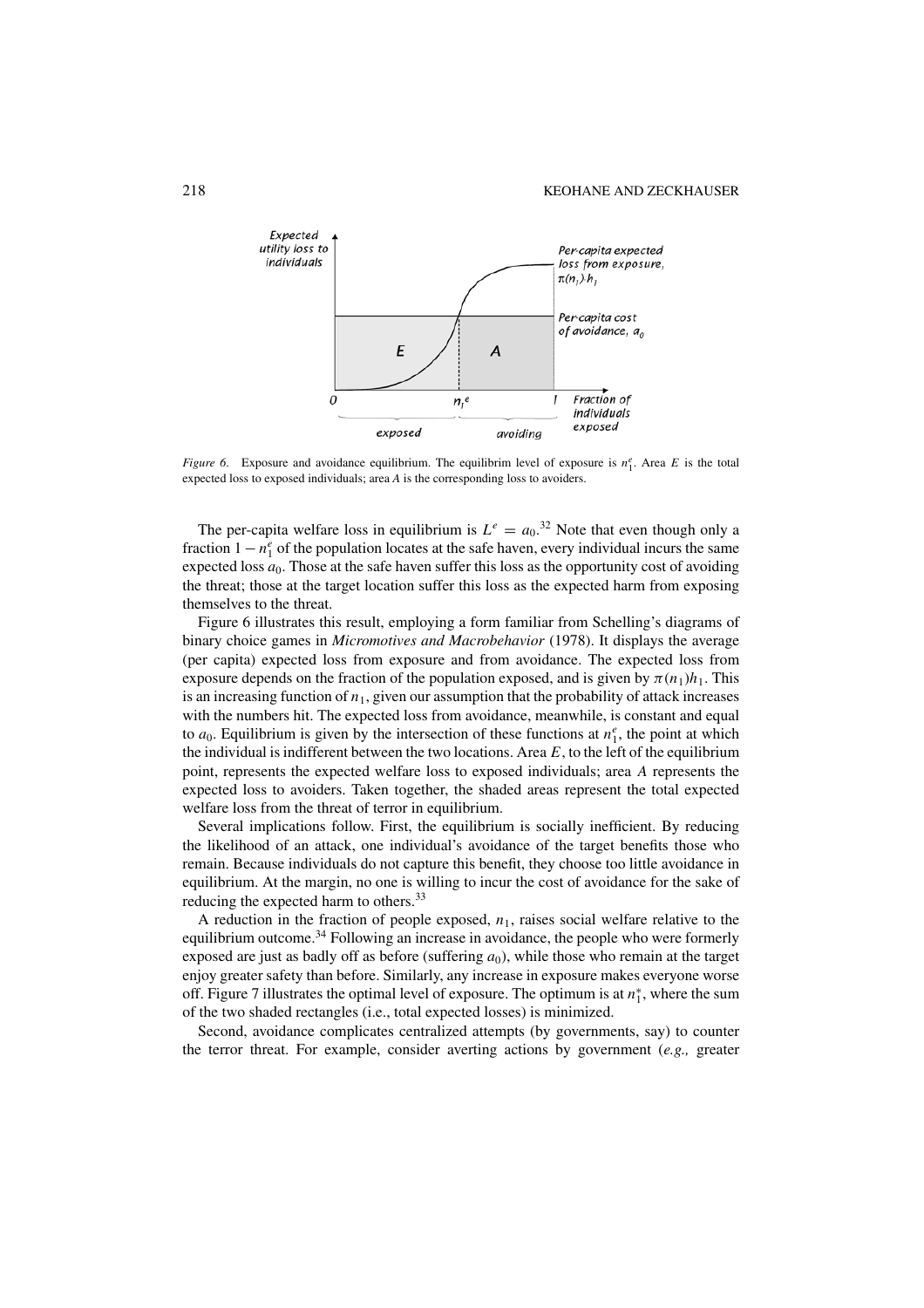*Figure 6.* Exposure and avoidance equilibrium. The equilibrim level of exposure is $n_1^e$. Area $E$ is the total expected loss to exposed individuals; area $A$ is the corresponding loss to avoiders.

The per-capita welfare loss in equilibrium is $L^e = a_0$.[32] Note that even though only a fraction $1 - n_1^e$ of the population locates at the safe haven, every individual incurs the same expected loss $a_0$. Those at the safe haven suffer this loss as the opportunity cost of avoiding the threat; those at the target location suffer this loss as the expected harm from exposing themselves to the threat.

Figure 6 illustrates this result, employing a form familiar from Schelling's diagrams of binary choice games in *Micromotives and Macrobehavior* (1978). It displays the average (per capita) expected loss from exposure and from avoidance. The expected loss from exposure depends on the fraction of the population exposed, and is given by $\pi(n_1)h_1$. This is an increasing function of $n_1$, given our assumption that the probability of attack increases with the numbers hit. The expected loss from avoidance, meanwhile, is constant and equal to $a_0$. Equilibrium is given by the intersection of these functions at $n_1^e$, the point at which the individual is indifferent between the two locations. Area $E$, to the left of the equilibrium point, represents the expected welfare loss to exposed individuals; area $A$ represents the expected loss to avoiders. Taken together, the shaded areas represent the total expected welfare loss from the threat of terror in equilibrium.

Several implications follow. First, the equilibrium is socially inefficient. By reducing the likelihood of an attack, one individual's avoidance of the target benefits those who remain. Because individuals do not capture this benefit, they choose too little avoidance in equilibrium. At the margin, no one is willing to incur the cost of avoidance for the sake of reducing the expected harm to others.[33]

A reduction in the fraction of people exposed, $n_1$, raises social welfare relative to the equilibrium outcome.[34] Following an increase in avoidance, the people who were formerly exposed are just as badly off as before (suffering $a_0$), while those who remain at the target enjoy greater safety than before. Similarly, any increase in exposure makes everyone worse off. Figure 7 illustrates the optimal level of exposure. The optimum is at $n_1^*$, where the sum of the two shaded rectangles (i.e., total expected losses) is minimized.

Second, avoidance complicates centralized attempts (by governments, say) to counter the terror threat. For example, consider averting actions by government (*e.g.,* greater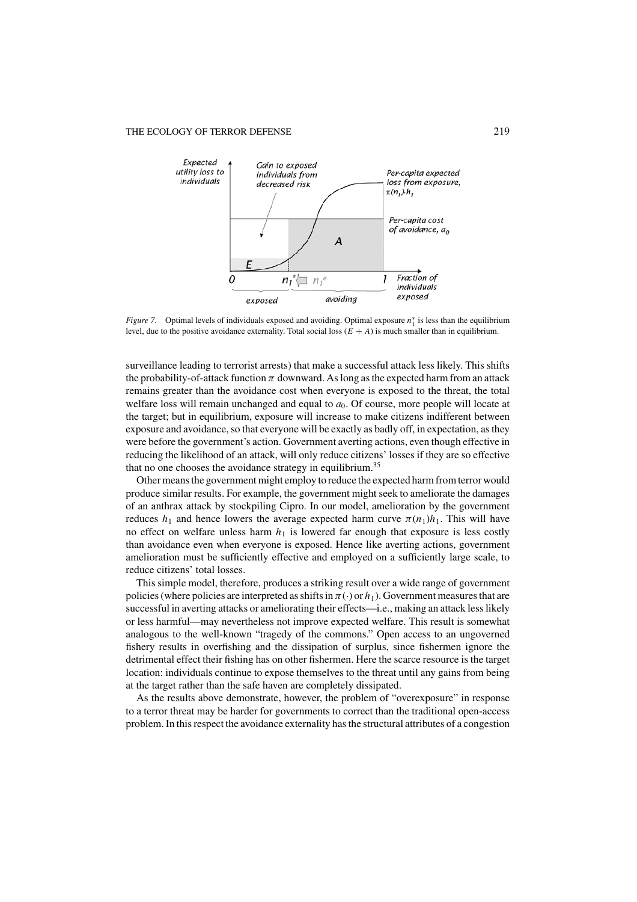*Figure 7*. Optimal levels of individuals exposed and avoiding. Optimal exposure $n_1^*$ is less than the equilibrium level, due to the positive avoidance externality. Total social loss $(E + A)$ is much smaller than in equilibrium.

surveillance leading to terrorist arrests) that make a successful attack less likely. This shifts the probability-of-attack function $\pi$ downward. As long as the expected harm from an attack remains greater than the avoidance cost when everyone is exposed to the threat, the total welfare loss will remain unchanged and equal to $a_0$. Of course, more people will locate at the target; but in equilibrium, exposure will increase to make citizens indifferent between exposure and avoidance, so that everyone will be exactly as badly off, in expectation, as they were before the government's action. Government averting actions, even though effective in reducing the likelihood of an attack, will only reduce citizens' losses if they are so effective that no one chooses the avoidance strategy in equilibrium.[35]

Other means the government might employ to reduce the expected harm from terror would produce similar results. For example, the government might seek to ameliorate the damages of an anthrax attack by stockpiling Cipro. In our model, amelioration by the government reduces $h_1$ and hence lowers the average expected harm curve $\pi(n_1)h_1$. This will have no effect on welfare unless harm $h_1$ is lowered far enough that exposure is less costly than avoidance even when everyone is exposed. Hence like averting actions, government amelioration must be sufficiently effective and employed on a sufficiently large scale, to reduce citizens' total losses.

This simple model, therefore, produces a striking result over a wide range of government policies (where policies are interpreted as shifts in $\pi(\cdot)$ or $h_1$). Government measures that are successful in averting attacks or ameliorating their effects—i.e., making an attack less likely or less harmful—may nevertheless not improve expected welfare. This result is somewhat analogous to the well-known "tragedy of the commons." Open access to an ungoverned fishery results in overfishing and the dissipation of surplus, since fishermen ignore the detrimental effect their fishing has on other fishermen. Here the scarce resource is the target location: individuals continue to expose themselves to the threat until any gains from being at the target rather than the safe haven are completely dissipated.

As the results above demonstrate, however, the problem of "overexposure" in response to a terror threat may be harder for governments to correct than the traditional open-access problem. In this respect the avoidance externality has the structural attributes of a congestion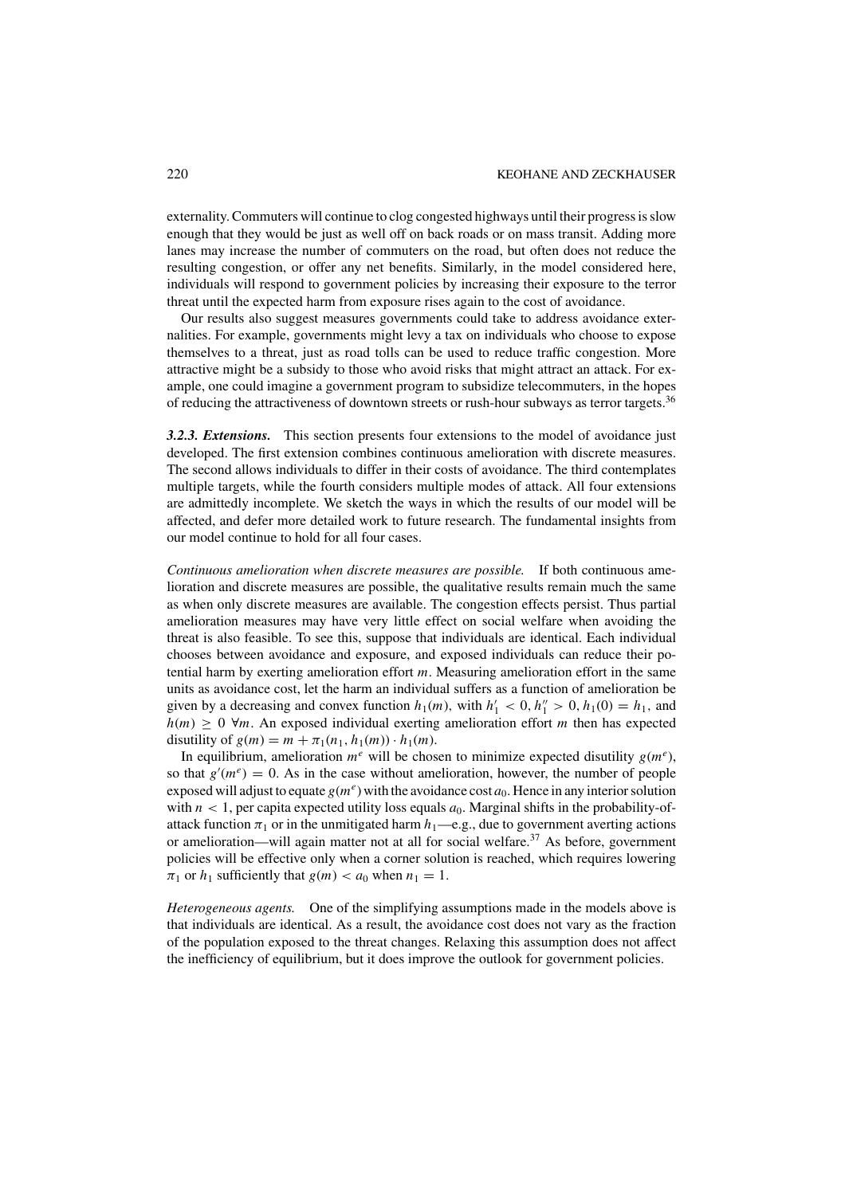externality. Commuters will continue to clog congested highways until their progress is slow enough that they would be just as well off on back roads or on mass transit. Adding more lanes may increase the number of commuters on the road, but often does not reduce the resulting congestion, or offer any net benefits. Similarly, in the model considered here, individuals will respond to government policies by increasing their exposure to the terror threat until the expected harm from exposure rises again to the cost of avoidance.

Our results also suggest measures governments could take to address avoidance externalities. For example, governments might levy a tax on individuals who choose to expose themselves to a threat, just as road tolls can be used to reduce traffic congestion. More attractive might be a subsidy to those who avoid risks that might attract an attack. For example, one could imagine a government program to subsidize telecommuters, in the hopes of reducing the attractiveness of downtown streets or rush-hour subways as terror targets.[36]

***3.2.3. Extensions.*** This section presents four extensions to the model of avoidance just developed. The first extension combines continuous amelioration with discrete measures. The second allows individuals to differ in their costs of avoidance. The third contemplates multiple targets, while the fourth considers multiple modes of attack. All four extensions are admittedly incomplete. We sketch the ways in which the results of our model will be affected, and defer more detailed work to future research. The fundamental insights from our model continue to hold for all four cases.

*Continuous amelioration when discrete measures are possible.* If both continuous amelioration and discrete measures are possible, the qualitative results remain much the same as when only discrete measures are available. The congestion effects persist. Thus partial amelioration measures may have very little effect on social welfare when avoiding the threat is also feasible. To see this, suppose that individuals are identical. Each individual chooses between avoidance and exposure, and exposed individuals can reduce their potential harm by exerting amelioration effort $m$. Measuring amelioration effort in the same units as avoidance cost, let the harm an individual suffers as a function of amelioration be given by a decreasing and convex function $h_1(m)$, with $h_1' < 0, h_1'' > 0, h_1(0) = h_1$, and $h(m) \geq 0 \ \forall m$. An exposed individual exerting amelioration effort $m$ then has expected disutility of $g(m) = m + \pi_1(n_1, h_1(m)) \cdot h_1(m)$.

In equilibrium, amelioration $m^e$ will be chosen to minimize expected disutility $g(m^e)$, so that $g'(m^e) = 0$. As in the case without amelioration, however, the number of people exposed will adjust to equate $g(m^e)$ with the avoidance cost $a_0$. Hence in any interior solution with $n < 1$, per capita expected utility loss equals $a_0$. Marginal shifts in the probability-of-attack function $\pi_1$ or in the unmitigated harm $h_1$—e.g., due to government averting actions or amelioration—will again matter not at all for social welfare.[37] As before, government policies will be effective only when a corner solution is reached, which requires lowering $\pi_1$ or $h_1$ sufficiently that $g(m) < a_0$ when $n_1 = 1$.

*Heterogeneous agents.* One of the simplifying assumptions made in the models above is that individuals are identical. As a result, the avoidance cost does not vary as the fraction of the population exposed to the threat changes. Relaxing this assumption does not affect the inefficiency of equilibrium, but it does improve the outlook for government policies.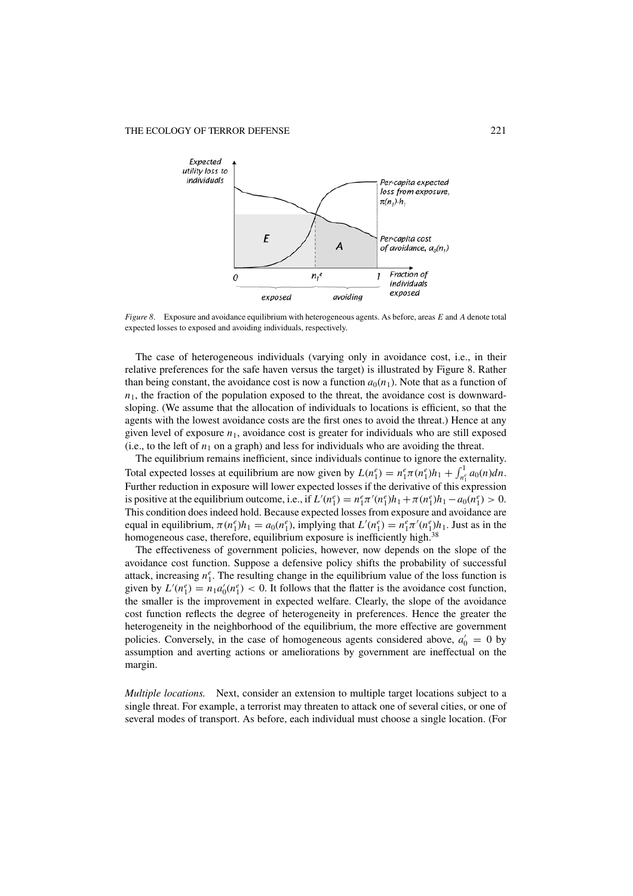*Figure 8*. Exposure and avoidance equilibrium with heterogeneous agents. As before, areas $E$ and $A$ denote total expected losses to exposed and avoiding individuals, respectively.

The case of heterogeneous individuals (varying only in avoidance cost, i.e., in their relative preferences for the safe haven versus the target) is illustrated by Figure 8. Rather than being constant, the avoidance cost is now a function $a_0(n_1)$. Note that as a function of $n_1$, the fraction of the population exposed to the threat, the avoidance cost is downward-sloping. (We assume that the allocation of individuals to locations is efficient, so that the agents with the lowest avoidance costs are the first ones to avoid the threat.) Hence at any given level of exposure $n_1$, avoidance cost is greater for individuals who are still exposed (i.e., to the left of $n_1$ on a graph) and less for individuals who are avoiding the threat.

The equilibrium remains inefficient, since individuals continue to ignore the externality. Total expected losses at equilibrium are now given by $L(n_1^e) = n_1^e \pi(n_1^e) h_1 + \int_{n_1^e}^1 a_0(n) dn$. Further reduction in exposure will lower expected losses if the derivative of this expression is positive at the equilibrium outcome, i.e., if $L'(n_1^e) = n_1^e \pi'(n_1^e) h_1 + \pi(n_1^e) h_1 - a_0(n_1^e) > 0$. This condition does indeed hold. Because expected losses from exposure and avoidance are equal in equilibrium, $\pi(n_1^e) h_1 = a_0(n_1^e)$, implying that $L'(n_1^e) = n_1^e \pi'(n_1^e) h_1$. Just as in the homogeneous case, therefore, equilibrium exposure is inefficiently high.[38]

The effectiveness of government policies, however, now depends on the slope of the avoidance cost function. Suppose a defensive policy shifts the probability of successful attack, increasing $n_1^e$. The resulting change in the equilibrium value of the loss function is given by $L'(n_1^e) = n_1 a_0'(n_1^e) < 0$. It follows that the flatter is the avoidance cost function, the smaller is the improvement in expected welfare. Clearly, the slope of the avoidance cost function reflects the degree of heterogeneity in preferences. Hence the greater the heterogeneity in the neighborhood of the equilibrium, the more effective are government policies. Conversely, in the case of homogeneous agents considered above, $a_0' = 0$ by assumption and averting actions or ameliorations by government are ineffectual on the margin.

*Multiple locations.* Next, consider an extension to multiple target locations subject to a single threat. For example, a terrorist may threaten to attack one of several cities, or one of several modes of transport. As before, each individual must choose a single location. (For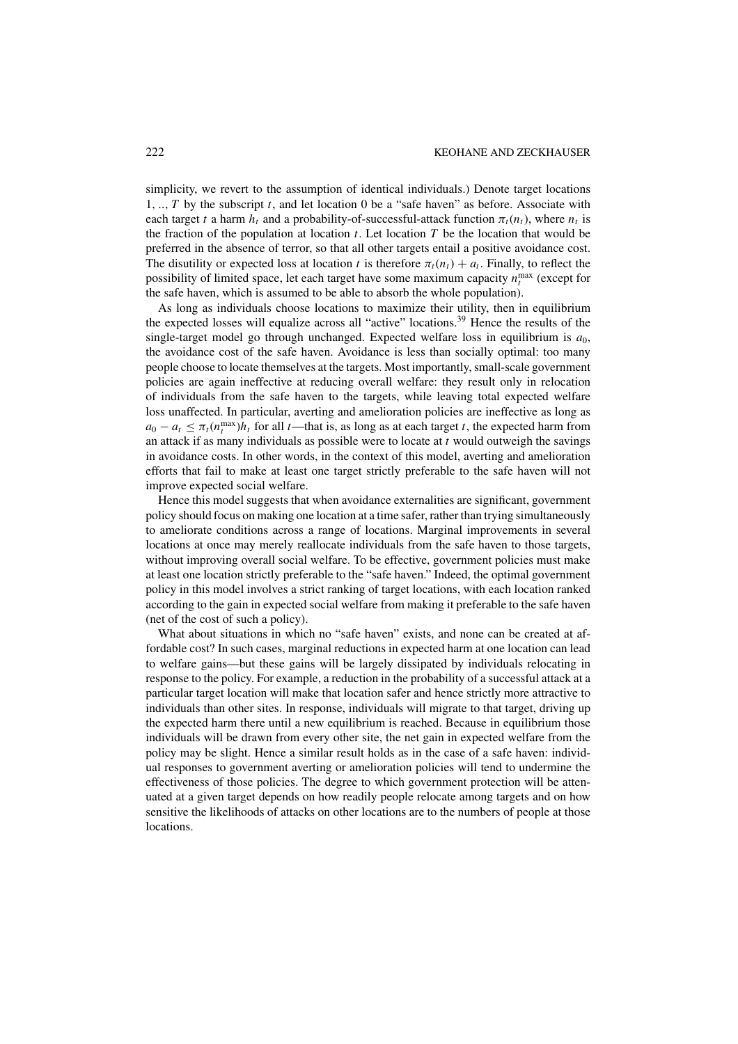simplicity, we revert to the assumption of identical individuals.) Denote target locations $1, .., T$ by the subscript $t$, and let location 0 be a "safe haven" as before. Associate with each target $t$ a harm $h_t$ and a probability-of-successful-attack function $\pi_t(n_t)$, where $n_t$ is the fraction of the population at location $t$. Let location $T$ be the location that would be preferred in the absence of terror, so that all other targets entail a positive avoidance cost. The disutility or expected loss at location $t$ is therefore $\pi_t(n_t) + a_t$. Finally, to reflect the possibility of limited space, let each target have some maximum capacity $n_t^{\max}$ (except for the safe haven, which is assumed to be able to absorb the whole population).

As long as individuals choose locations to maximize their utility, then in equilibrium the expected losses will equalize across all "active" locations.[39] Hence the results of the single-target model go through unchanged. Expected welfare loss in equilibrium is $a_0$, the avoidance cost of the safe haven. Avoidance is less than socially optimal: too many people choose to locate themselves at the targets. Most importantly, small-scale government policies are again ineffective at reducing overall welfare: they result only in relocation of individuals from the safe haven to the targets, while leaving total expected welfare loss unaffected. In particular, averting and amelioration policies are ineffective as long as $a_0 - a_t \leq \pi_t(n_t^{\max})h_t$ for all $t$—that is, as long as at each target $t$, the expected harm from an attack if as many individuals as possible were to locate at $t$ would outweigh the savings in avoidance costs. In other words, in the context of this model, averting and amelioration efforts that fail to make at least one target strictly preferable to the safe haven will not improve expected social welfare.

Hence this model suggests that when avoidance externalities are significant, government policy should focus on making one location at a time safer, rather than trying simultaneously to ameliorate conditions across a range of locations. Marginal improvements in several locations at once may merely reallocate individuals from the safe haven to those targets, without improving overall social welfare. To be effective, government policies must make at least one location strictly preferable to the "safe haven." Indeed, the optimal government policy in this model involves a strict ranking of target locations, with each location ranked according to the gain in expected social welfare from making it preferable to the safe haven (net of the cost of such a policy).

What about situations in which no "safe haven" exists, and none can be created at affordable cost? In such cases, marginal reductions in expected harm at one location can lead to welfare gains—but these gains will be largely dissipated by individuals relocating in response to the policy. For example, a reduction in the probability of a successful attack at a particular target location will make that location safer and hence strictly more attractive to individuals than other sites. In response, individuals will migrate to that target, driving up the expected harm there until a new equilibrium is reached. Because in equilibrium those individuals will be drawn from every other site, the net gain in expected welfare from the policy may be slight. Hence a similar result holds as in the case of a safe haven: individual responses to government averting or amelioration policies will tend to undermine the effectiveness of those policies. The degree to which government protection will be attenuated at a given target depends on how readily people relocate among targets and on how sensitive the likelihoods of attacks on other locations are to the numbers of people at those locations.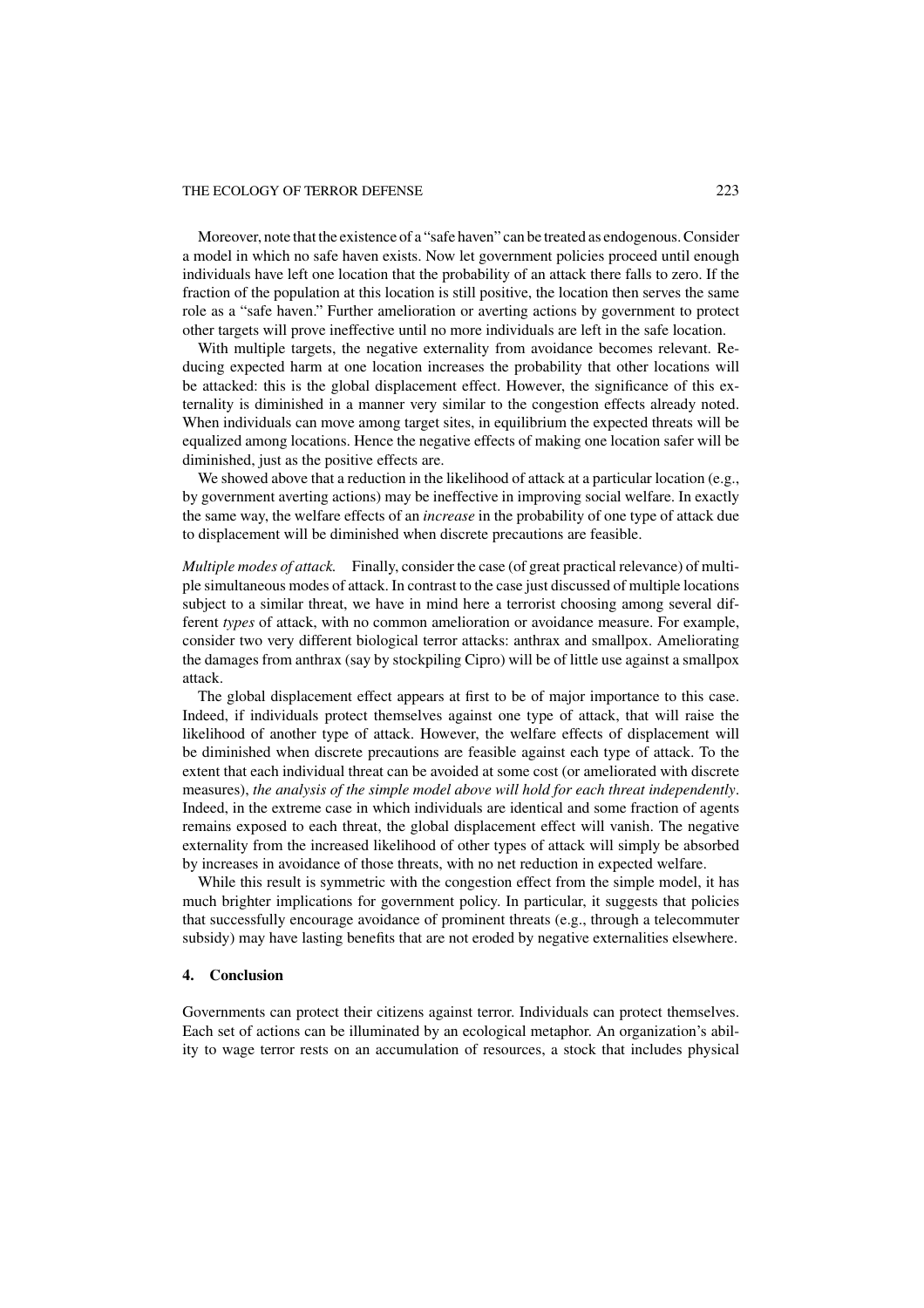Moreover, note that the existence of a "safe haven" can be treated as endogenous. Consider a model in which no safe haven exists. Now let government policies proceed until enough individuals have left one location that the probability of an attack there falls to zero. If the fraction of the population at this location is still positive, the location then serves the same role as a "safe haven." Further amelioration or averting actions by government to protect other targets will prove ineffective until no more individuals are left in the safe location.

With multiple targets, the negative externality from avoidance becomes relevant. Reducing expected harm at one location increases the probability that other locations will be attacked: this is the global displacement effect. However, the significance of this externality is diminished in a manner very similar to the congestion effects already noted. When individuals can move among target sites, in equilibrium the expected threats will be equalized among locations. Hence the negative effects of making one location safer will be diminished, just as the positive effects are.

We showed above that a reduction in the likelihood of attack at a particular location (e.g., by government averting actions) may be ineffective in improving social welfare. In exactly the same way, the welfare effects of an *increase* in the probability of one type of attack due to displacement will be diminished when discrete precautions are feasible.

*Multiple modes of attack.* Finally, consider the case (of great practical relevance) of multiple simultaneous modes of attack. In contrast to the case just discussed of multiple locations subject to a similar threat, we have in mind here a terrorist choosing among several different *types* of attack, with no common amelioration or avoidance measure. For example, consider two very different biological terror attacks: anthrax and smallpox. Ameliorating the damages from anthrax (say by stockpiling Cipro) will be of little use against a smallpox attack.

The global displacement effect appears at first to be of major importance to this case. Indeed, if individuals protect themselves against one type of attack, that will raise the likelihood of another type of attack. However, the welfare effects of displacement will be diminished when discrete precautions are feasible against each type of attack. To the extent that each individual threat can be avoided at some cost (or ameliorated with discrete measures), *the analysis of the simple model above will hold for each threat independently*. Indeed, in the extreme case in which individuals are identical and some fraction of agents remains exposed to each threat, the global displacement effect will vanish. The negative externality from the increased likelihood of other types of attack will simply be absorbed by increases in avoidance of those threats, with no net reduction in expected welfare.

While this result is symmetric with the congestion effect from the simple model, it has much brighter implications for government policy. In particular, it suggests that policies that successfully encourage avoidance of prominent threats (e.g., through a telecommuter subsidy) may have lasting benefits that are not eroded by negative externalities elsewhere.

## 4. Conclusion

Governments can protect their citizens against terror. Individuals can protect themselves. Each set of actions can be illuminated by an ecological metaphor. An organization's ability to wage terror rests on an accumulation of resources, a stock that includes physical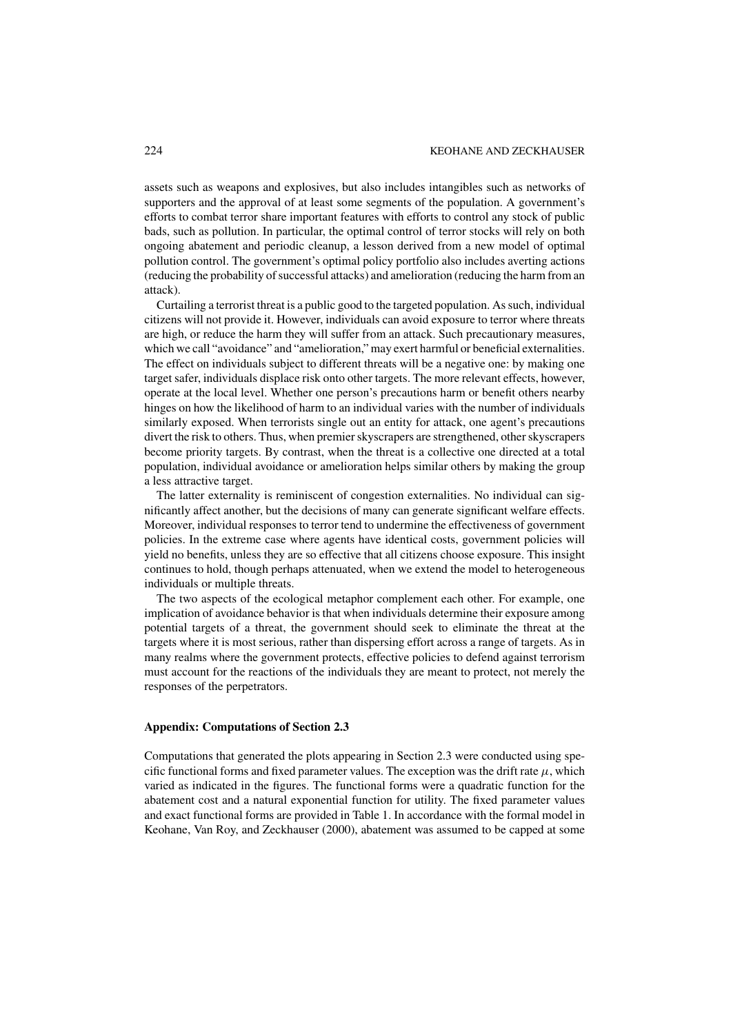assets such as weapons and explosives, but also includes intangibles such as networks of supporters and the approval of at least some segments of the population. A government's efforts to combat terror share important features with efforts to control any stock of public bads, such as pollution. In particular, the optimal control of terror stocks will rely on both ongoing abatement and periodic cleanup, a lesson derived from a new model of optimal pollution control. The government's optimal policy portfolio also includes averting actions (reducing the probability of successful attacks) and amelioration (reducing the harm from an attack).

Curtailing a terrorist threat is a public good to the targeted population. As such, individual citizens will not provide it. However, individuals can avoid exposure to terror where threats are high, or reduce the harm they will suffer from an attack. Such precautionary measures, which we call "avoidance" and "amelioration," may exert harmful or beneficial externalities. The effect on individuals subject to different threats will be a negative one: by making one target safer, individuals displace risk onto other targets. The more relevant effects, however, operate at the local level. Whether one person's precautions harm or benefit others nearby hinges on how the likelihood of harm to an individual varies with the number of individuals similarly exposed. When terrorists single out an entity for attack, one agent's precautions divert the risk to others. Thus, when premier skyscrapers are strengthened, other skyscrapers become priority targets. By contrast, when the threat is a collective one directed at a total population, individual avoidance or amelioration helps similar others by making the group a less attractive target.

The latter externality is reminiscent of congestion externalities. No individual can significantly affect another, but the decisions of many can generate significant welfare effects. Moreover, individual responses to terror tend to undermine the effectiveness of government policies. In the extreme case where agents have identical costs, government policies will yield no benefits, unless they are so effective that all citizens choose exposure. This insight continues to hold, though perhaps attenuated, when we extend the model to heterogeneous individuals or multiple threats.

The two aspects of the ecological metaphor complement each other. For example, one implication of avoidance behavior is that when individuals determine their exposure among potential targets of a threat, the government should seek to eliminate the threat at the targets where it is most serious, rather than dispersing effort across a range of targets. As in many realms where the government protects, effective policies to defend against terrorism must account for the reactions of the individuals they are meant to protect, not merely the responses of the perpetrators.

## Appendix: Computations of Section 2.3

Computations that generated the plots appearing in Section 2.3 were conducted using specific functional forms and fixed parameter values. The exception was the drift rate $\mu$, which varied as indicated in the figures. The functional forms were a quadratic function for the abatement cost and a natural exponential function for utility. The fixed parameter values and exact functional forms are provided in Table 1. In accordance with the formal model in Keohane, Van Roy, and Zeckhauser (2000), abatement was assumed to be capped at some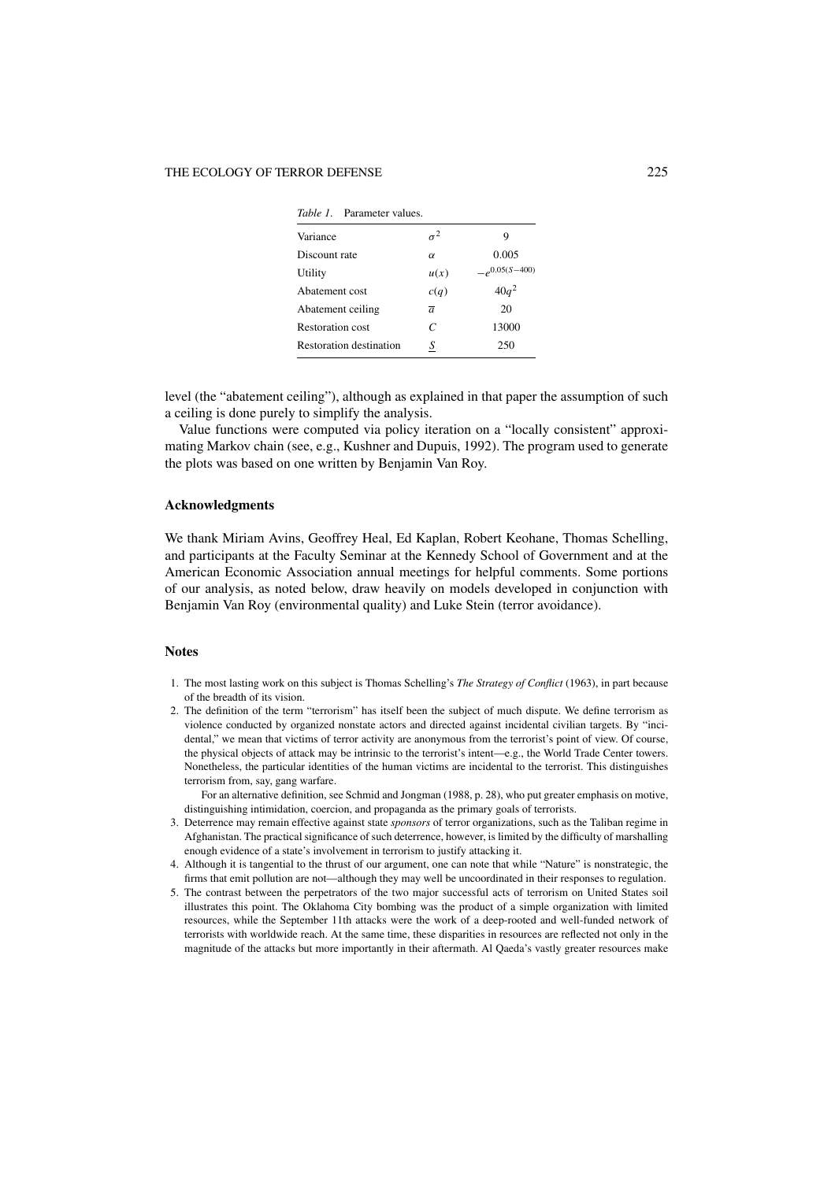*Table 1.* Parameter values.

| | | |
|---|---|---|
| Variance | $\sigma^2$ | 9 |
| Discount rate | $\alpha$ | 0.005 |
| Utility | $u(x)$ | $-e^{0.05(S-400)}$ |
| Abatement cost | $c(q)$ | $40q^2$ |
| Abatement ceiling | $\overline{a}$ | 20 |
| Restoration cost | $C$ | 13000 |
| Restoration destination | $\underline{S}$ | 250 |

level (the "abatement ceiling"), although as explained in that paper the assumption of such a ceiling is done purely to simplify the analysis.

Value functions were computed via policy iteration on a "locally consistent" approximating Markov chain (see, e.g., Kushner and Dupuis, 1992). The program used to generate the plots was based on one written by Benjamin Van Roy.

## Acknowledgments

We thank Miriam Avins, Geoffrey Heal, Ed Kaplan, Robert Keohane, Thomas Schelling, and participants at the Faculty Seminar at the Kennedy School of Government and at the American Economic Association annual meetings for helpful comments. Some portions of our analysis, as noted below, draw heavily on models developed in conjunction with Benjamin Van Roy (environmental quality) and Luke Stein (terror avoidance).

## Notes

1. The most lasting work on this subject is Thomas Schelling's *The Strategy of Conflict* (1963), in part because of the breadth of its vision.
2. The definition of the term "terrorism" has itself been the subject of much dispute. We define terrorism as violence conducted by organized nonstate actors and directed against incidental civilian targets. By "incidental," we mean that victims of terror activity are anonymous from the terrorist's point of view. Of course, the physical objects of attack may be intrinsic to the terrorist's intent—e.g., the World Trade Center towers. Nonetheless, the particular identities of the human victims are incidental to the terrorist. This distinguishes terrorism from, say, gang warfare.

   For an alternative definition, see Schmid and Jongman (1988, p. 28), who put greater emphasis on motive, distinguishing intimidation, coercion, and propaganda as the primary goals of terrorists.
3. Deterrence may remain effective against state *sponsors* of terror organizations, such as the Taliban regime in Afghanistan. The practical significance of such deterrence, however, is limited by the difficulty of marshalling enough evidence of a state's involvement in terrorism to justify attacking it.
4. Although it is tangential to the thrust of our argument, one can note that while "Nature" is nonstrategic, the firms that emit pollution are not—although they may well be uncoordinated in their responses to regulation.
5. The contrast between the perpetrators of the two major successful acts of terrorism on United States soil illustrates this point. The Oklahoma City bombing was the product of a simple organization with limited resources, while the September 11th attacks were the work of a deep-rooted and well-funded network of terrorists with worldwide reach. At the same time, these disparities in resources are reflected not only in the magnitude of the attacks but more importantly in their aftermath. Al Qaeda's vastly greater resources make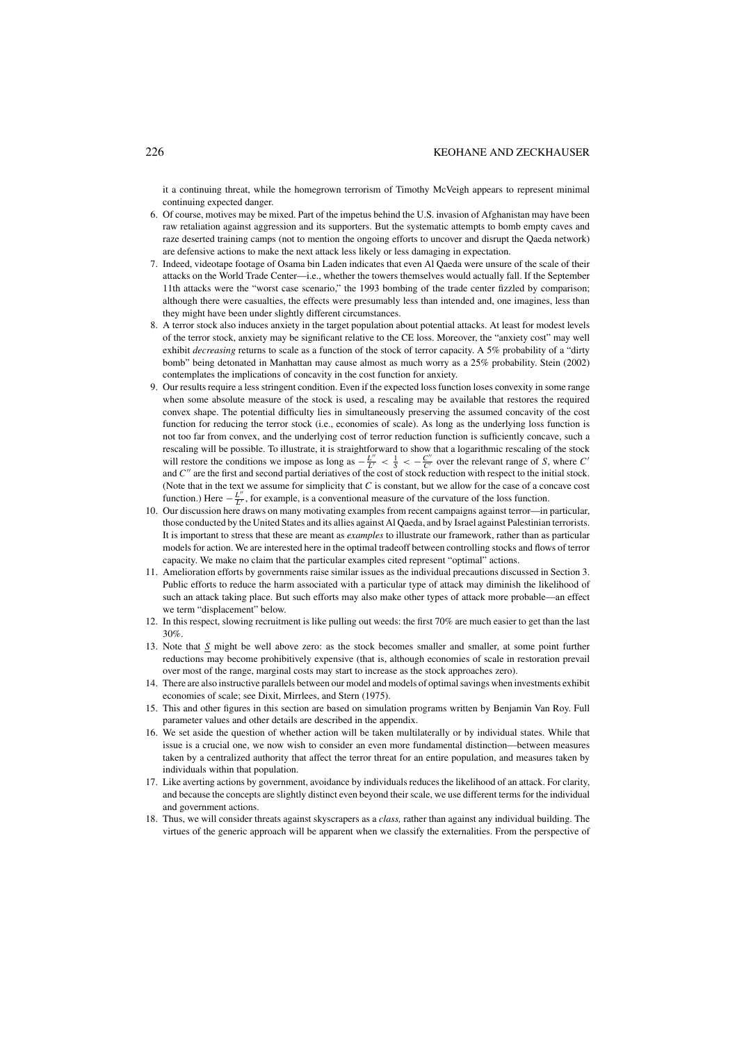it a continuing threat, while the homegrown terrorism of Timothy McVeigh appears to represent minimal continuing expected danger.

6. Of course, motives may be mixed. Part of the impetus behind the U.S. invasion of Afghanistan may have been raw retaliation against aggression and its supporters. But the systematic attempts to bomb empty caves and raze deserted training camps (not to mention the ongoing efforts to uncover and disrupt the Qaeda network) are defensive actions to make the next attack less likely or less damaging in expectation.
7. Indeed, videotape footage of Osama bin Laden indicates that even Al Qaeda were unsure of the scale of their attacks on the World Trade Center—i.e., whether the towers themselves would actually fall. If the September 11th attacks were the "worst case scenario," the 1993 bombing of the trade center fizzled by comparison; although there were casualties, the effects were presumably less than intended and, one imagines, less than they might have been under slightly different circumstances.
8. A terror stock also induces anxiety in the target population about potential attacks. At least for modest levels of the terror stock, anxiety may be significant relative to the CE loss. Moreover, the "anxiety cost" may well exhibit *decreasing* returns to scale as a function of the stock of terror capacity. A 5% probability of a "dirty bomb" being detonated in Manhattan may cause almost as much worry as a 25% probability. Stein (2002) contemplates the implications of concavity in the cost function for anxiety.
9. Our results require a less stringent condition. Even if the expected loss function loses convexity in some range when some absolute measure of the stock is used, a rescaling may be available that restores the required convex shape. The potential difficulty lies in simultaneously preserving the assumed concavity of the cost function for reducing the terror stock (i.e., economies of scale). As long as the underlying loss function is not too far from convex, and the underlying cost of terror reduction function is sufficiently concave, such a rescaling will be possible. To illustrate, it is straightforward to show that a logarithmic rescaling of the stock will restore the conditions we impose as long as $-\frac{L''}{L'} < \frac{1}{S} < -\frac{C''}{C'}$ over the relevant range of $S$, where $C'$ and $C''$ are the first and second partial deriatives of the cost of stock reduction with respect to the initial stock. (Note that in the text we assume for simplicity that $C$ is constant, but we allow for the case of a concave cost function.) Here $-\frac{L''}{L'}$, for example, is a conventional measure of the curvature of the loss function.
10. Our discussion here draws on many motivating examples from recent campaigns against terror—in particular, those conducted by the United States and its allies against Al Qaeda, and by Israel against Palestinian terrorists. It is important to stress that these are meant as *examples* to illustrate our framework, rather than as particular models for action. We are interested here in the optimal tradeoff between controlling stocks and flows of terror capacity. We make no claim that the particular examples cited represent "optimal" actions.
11. Amelioration efforts by governments raise similar issues as the individual precautions discussed in Section 3. Public efforts to reduce the harm associated with a particular type of attack may diminish the likelihood of such an attack taking place. But such efforts may also make other types of attack more probable—an effect we term "displacement" below.
12. In this respect, slowing recruitment is like pulling out weeds: the first 70% are much easier to get than the last 30%.
13. Note that $\underline{S}$ might be well above zero: as the stock becomes smaller and smaller, at some point further reductions may become prohibitively expensive (that is, although economies of scale in restoration prevail over most of the range, marginal costs may start to increase as the stock approaches zero).
14. There are also instructive parallels between our model and models of optimal savings when investments exhibit economies of scale; see Dixit, Mirrlees, and Stern (1975).
15. This and other figures in this section are based on simulation programs written by Benjamin Van Roy. Full parameter values and other details are described in the appendix.
16. We set aside the question of whether action will be taken multilaterally or by individual states. While that issue is a crucial one, we now wish to consider an even more fundamental distinction—between measures taken by a centralized authority that affect the terror threat for an entire population, and measures taken by individuals within that population.
17. Like averting actions by government, avoidance by individuals reduces the likelihood of an attack. For clarity, and because the concepts are slightly distinct even beyond their scale, we use different terms for the individual and government actions.
18. Thus, we will consider threats against skyscrapers as a *class,* rather than against any individual building. The virtues of the generic approach will be apparent when we classify the externalities. From the perspective of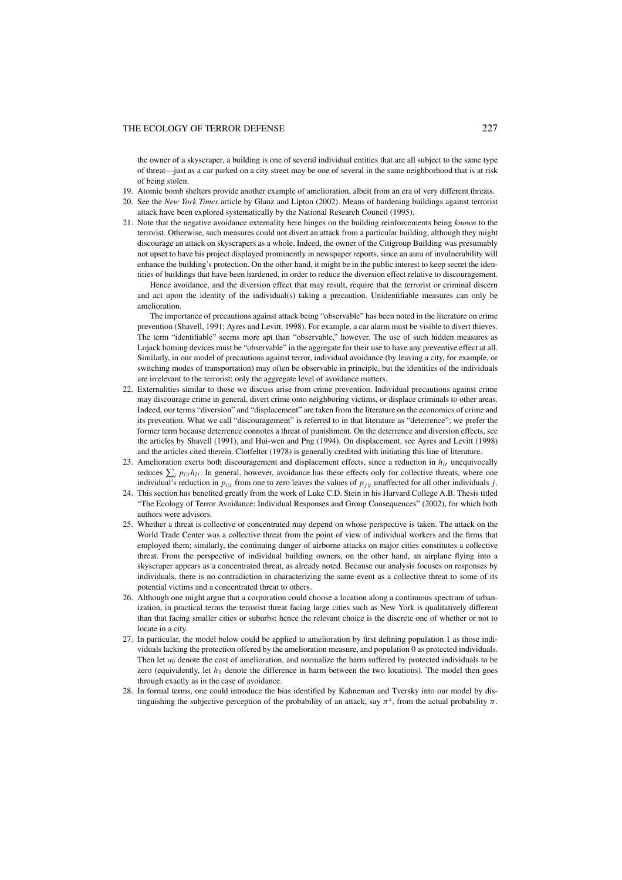the owner of a skyscraper, a building is one of several individual entities that are all subject to the same type of threat—just as a car parked on a city street may be one of several in the same neighborhood that is at risk of being stolen.

19. Atomic bomb shelters provide another example of amelioration, albeit from an era of very different threats.
20. See the *New York Times* article by Glanz and Lipton (2002). Means of hardening buildings against terrorist attack have been explored systematically by the National Research Council (1995).
21. Note that the negative avoidance externality here hinges on the building reinforcements being *known* to the terrorist. Otherwise, such measures could not divert an attack from a particular building, although they might discourage an attack on skyscrapers as a whole. Indeed, the owner of the Citigroup Building was presumably not upset to have his project displayed prominently in newspaper reports, since an aura of invulnerability will enhance the building's protection. On the other hand, it might be in the public interest to keep secret the identities of buildings that have been hardened, in order to reduce the diversion effect relative to discouragement.

    Hence avoidance, and the diversion effect that may result, require that the terrorist or criminal discern and act upon the identity of the individual(s) taking a precaution. Unidentifiable measures can only be amelioration.

    The importance of precautions against attack being "observable" has been noted in the literature on crime prevention (Shavell, 1991; Ayres and Levitt, 1998). For example, a car alarm must be visible to divert thieves. The term "identifiable" seems more apt than "observable," however. The use of such hidden measures as Lojack homing devices must be "observable" in the aggregate for their use to have any preventive effect at all. Similarly, in our model of precautions against terror, individual avoidance (by leaving a city, for example, or switching modes of transportation) may often be observable in principle, but the identities of the individuals are irrelevant to the terrorist: only the aggregate level of avoidance matters.
22. Externalities similar to those we discuss arise from crime prevention. Individual precautions against crime may discourage crime in general, divert crime onto neighboring victims, or displace criminals to other areas. Indeed, our terms "diversion" and "displacement" are taken from the literature on the economics of crime and its prevention. What we call "discouragement" is referred to in that literature as "deterrence"; we prefer the former term because deterrence connotes a threat of punishment. On the deterrence and diversion effects, see the articles by Shavell (1991), and Hui-wen and Png (1994). On displacement, see Ayres and Levitt (1998) and the articles cited therein. Clotfelter (1978) is generally credited with initiating this line of literature.
23. Amelioration exerts both discouragement and displacement effects, since a reduction in $h_{it}$ unequivocally reduces $\sum_i p_{i|t} h_{it}$. In general, however, avoidance has these effects only for collective threats, where one individual's reduction in $p_{i|t}$ from one to zero leaves the values of $p_{j|t}$ unaffected for all other individuals $j$.
24. This section has benefited greatly from the work of Luke C.D. Stein in his Harvard College A.B. Thesis titled "The Ecology of Terror Avoidance: Individual Responses and Group Consequences" (2002), for which both authors were advisors.
25. Whether a threat is collective or concentrated may depend on whose perspective is taken. The attack on the World Trade Center was a collective threat from the point of view of individual workers and the firms that employed them; similarly, the continuing danger of airborne attacks on major cities constitutes a collective threat. From the perspective of individual building owners, on the other hand, an airplane flying into a skyscraper appears as a concentrated threat, as already noted. Because our analysis focuses on responses by individuals, there is no contradiction in characterizing the same event as a collective threat to some of its potential victims and a concentrated threat to others.
26. Although one might argue that a corporation could choose a location along a continuous spectrum of urbanization, in practical terms the terrorist threat facing large cities such as New York is qualitatively different than that facing smaller cities or suburbs; hence the relevant choice is the discrete one of whether or not to locate in a city.
27. In particular, the model below could be applied to amelioration by first defining population 1 as those individuals lacking the protection offered by the amelioration measure, and population 0 as protected individuals. Then let $a_0$ denote the cost of amelioration, and normalize the harm suffered by protected individuals to be zero (equivalently, let $h_1$ denote the difference in harm between the two locations). The model then goes through exactly as in the case of avoidance.
28. In formal terms, one could introduce the bias identified by Kahneman and Tversky into our model by distinguishing the subjective perception of the probability of an attack, say $\pi^s$, from the actual probability $\pi$.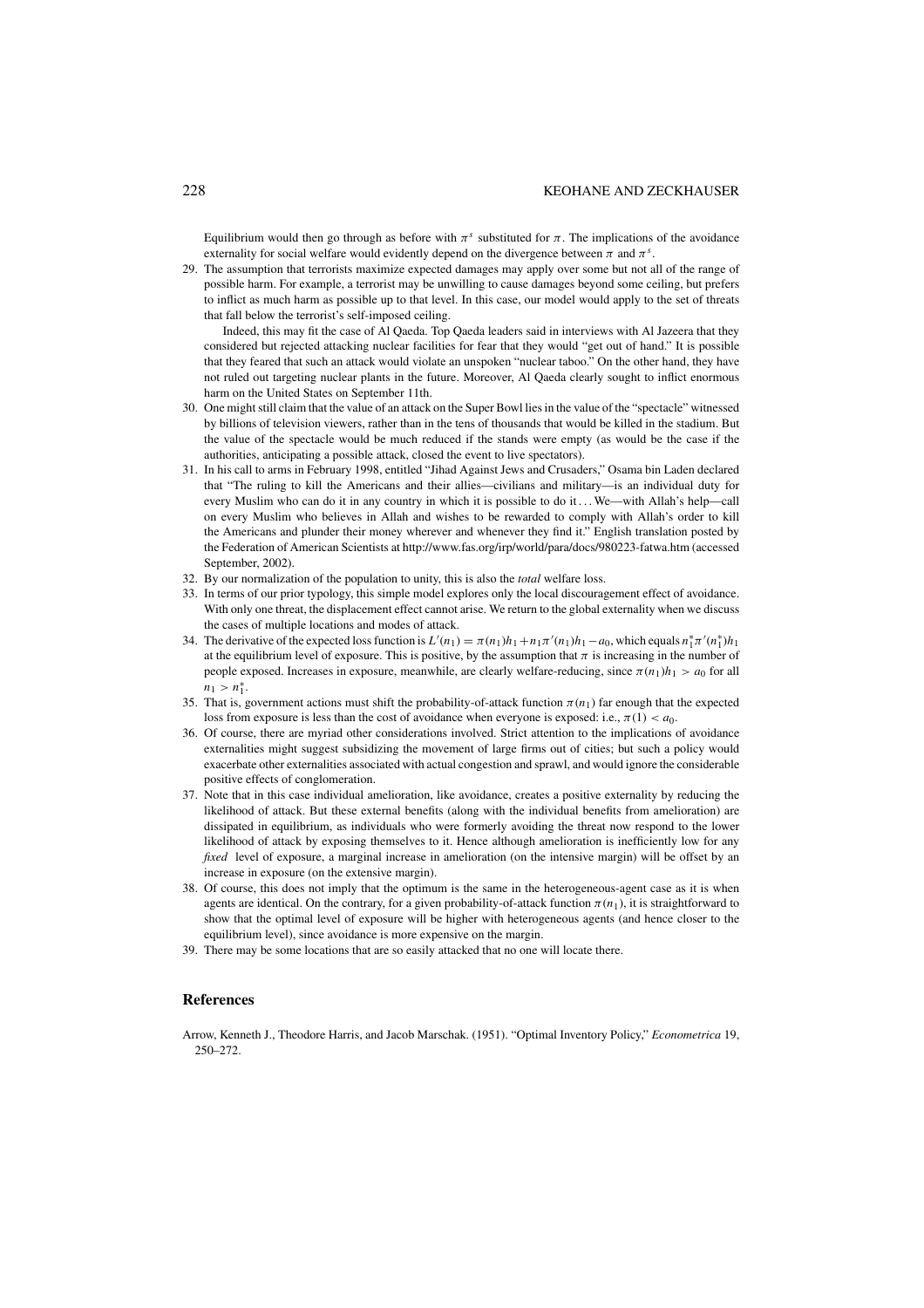Equilibrium would then go through as before with $\pi^s$ substituted for $\pi$. The implications of the avoidance externality for social welfare would evidently depend on the divergence between $\pi$ and $\pi^s$.

29. The assumption that terrorists maximize expected damages may apply over some but not all of the range of possible harm. For example, a terrorist may be unwilling to cause damages beyond some ceiling, but prefers to inflict as much harm as possible up to that level. In this case, our model would apply to the set of threats that fall below the terrorist's self-imposed ceiling.

    Indeed, this may fit the case of Al Qaeda. Top Qaeda leaders said in interviews with Al Jazeera that they considered but rejected attacking nuclear facilities for fear that they would "get out of hand." It is possible that they feared that such an attack would violate an unspoken "nuclear taboo." On the other hand, they have not ruled out targeting nuclear plants in the future. Moreover, Al Qaeda clearly sought to inflict enormous harm on the United States on September 11th.

30. One might still claim that the value of an attack on the Super Bowl lies in the value of the "spectacle" witnessed by billions of television viewers, rather than in the tens of thousands that would be killed in the stadium. But the value of the spectacle would be much reduced if the stands were empty (as would be the case if the authorities, anticipating a possible attack, closed the event to live spectators).
31. In his call to arms in February 1998, entitled "Jihad Against Jews and Crusaders," Osama bin Laden declared that "The ruling to kill the Americans and their allies—civilians and military—is an individual duty for every Muslim who can do it in any country in which it is possible to do it ... We—with Allah's help—call on every Muslim who believes in Allah and wishes to be rewarded to comply with Allah's order to kill the Americans and plunder their money wherever and whenever they find it." English translation posted by the Federation of American Scientists at http://www.fas.org/irp/world/para/docs/980223-fatwa.htm (accessed September, 2002).
32. By our normalization of the population to unity, this is also the *total* welfare loss.
33. In terms of our prior typology, this simple model explores only the local discouragement effect of avoidance. With only one threat, the displacement effect cannot arise. We return to the global externality when we discuss the cases of multiple locations and modes of attack.
34. The derivative of the expected loss function is $L'(n_1) = \pi(n_1)h_1 + n_1\pi'(n_1)h_1 - a_0$, which equals $n_1^*\pi'(n_1^*)h_1$ at the equilibrium level of exposure. This is positive, by the assumption that $\pi$ is increasing in the number of people exposed. Increases in exposure, meanwhile, are clearly welfare-reducing, since $\pi(n_1)h_1 > a_0$ for all $n_1 > n_1^*$.
35. That is, government actions must shift the probability-of-attack function $\pi(n_1)$ far enough that the expected loss from exposure is less than the cost of avoidance when everyone is exposed: i.e., $\pi(1) < a_0$.
36. Of course, there are myriad other considerations involved. Strict attention to the implications of avoidance externalities might suggest subsidizing the movement of large firms out of cities; but such a policy would exacerbate other externalities associated with actual congestion and sprawl, and would ignore the considerable positive effects of conglomeration.
37. Note that in this case individual amelioration, like avoidance, creates a positive externality by reducing the likelihood of attack. But these external benefits (along with the individual benefits from amelioration) are dissipated in equilibrium, as individuals who were formerly avoiding the threat now respond to the lower likelihood of attack by exposing themselves to it. Hence although amelioration is inefficiently low for any *fixed* level of exposure, a marginal increase in amelioration (on the intensive margin) will be offset by an increase in exposure (on the extensive margin).
38. Of course, this does not imply that the optimum is the same in the heterogeneous-agent case as it is when agents are identical. On the contrary, for a given probability-of-attack function $\pi(n_1)$, it is straightforward to show that the optimal level of exposure will be higher with heterogeneous agents (and hence closer to the equilibrium level), since avoidance is more expensive on the margin.
39. There may be some locations that are so easily attacked that no one will locate there.

## References

Arrow, Kenneth J., Theodore Harris, and Jacob Marschak. (1951). "Optimal Inventory Policy," *Econometrica* 19, 250–272.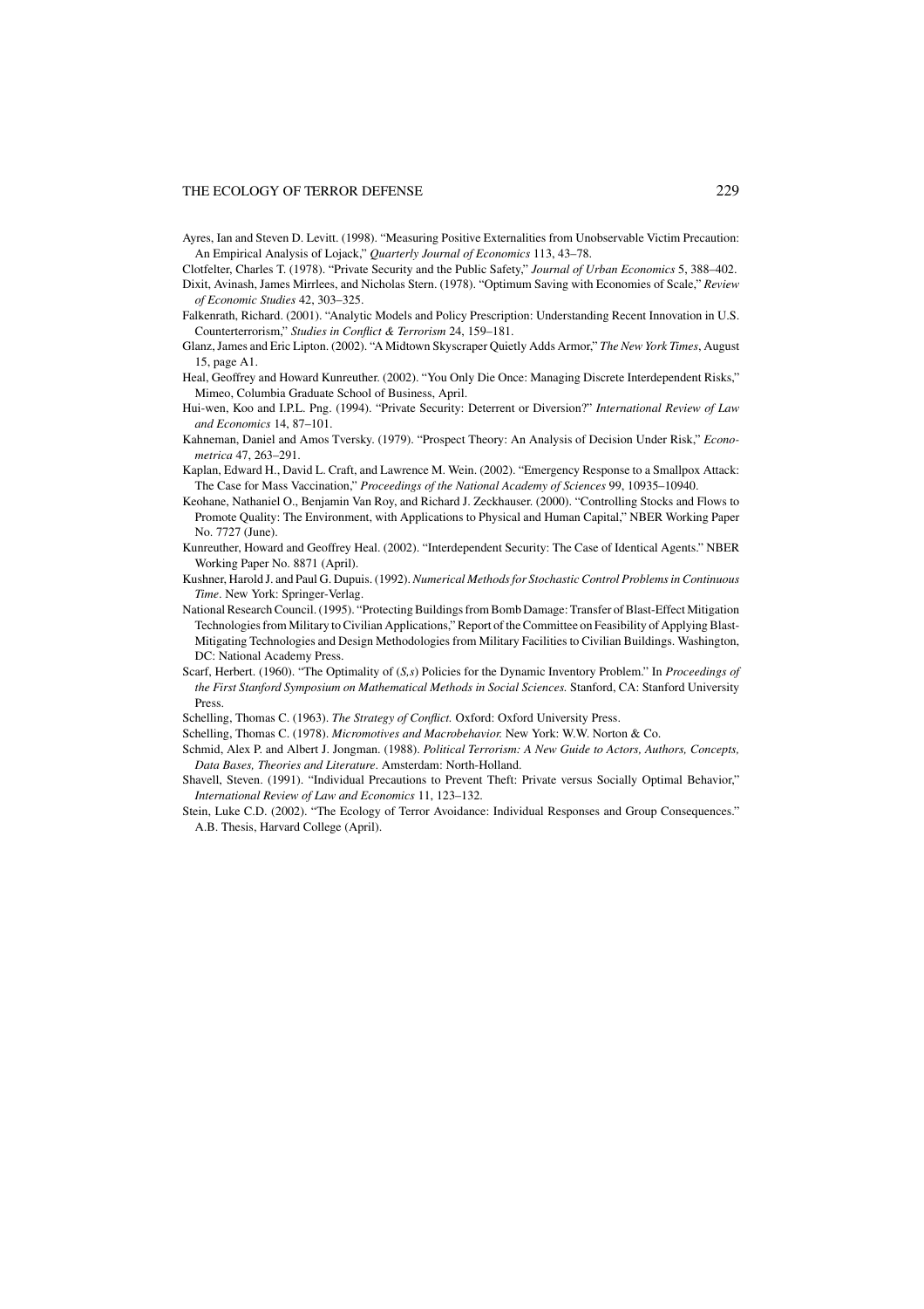Ayres, Ian and Steven D. Levitt. (1998). "Measuring Positive Externalities from Unobservable Victim Precaution: An Empirical Analysis of Lojack," *Quarterly Journal of Economics* 113, 43–78.

Clotfelter, Charles T. (1978). "Private Security and the Public Safety," *Journal of Urban Economics* 5, 388–402.

Dixit, Avinash, James Mirrlees, and Nicholas Stern. (1978). "Optimum Saving with Economies of Scale," *Review of Economic Studies* 42, 303–325.

Falkenrath, Richard. (2001). "Analytic Models and Policy Prescription: Understanding Recent Innovation in U.S. Counterterrorism," *Studies in Conflict & Terrorism* 24, 159–181.

Glanz, James and Eric Lipton. (2002). "A Midtown Skyscraper Quietly Adds Armor," *The New York Times*, August 15, page A1.

Heal, Geoffrey and Howard Kunreuther. (2002). "You Only Die Once: Managing Discrete Interdependent Risks," Mimeo, Columbia Graduate School of Business, April.

Hui-wen, Koo and I.P.L. Png. (1994). "Private Security: Deterrent or Diversion?" *International Review of Law and Economics* 14, 87–101.

Kahneman, Daniel and Amos Tversky. (1979). "Prospect Theory: An Analysis of Decision Under Risk," *Econometrica* 47, 263–291.

Kaplan, Edward H., David L. Craft, and Lawrence M. Wein. (2002). "Emergency Response to a Smallpox Attack: The Case for Mass Vaccination," *Proceedings of the National Academy of Sciences* 99, 10935–10940.

Keohane, Nathaniel O., Benjamin Van Roy, and Richard J. Zeckhauser. (2000). "Controlling Stocks and Flows to Promote Quality: The Environment, with Applications to Physical and Human Capital," NBER Working Paper No. 7727 (June).

Kunreuther, Howard and Geoffrey Heal. (2002). "Interdependent Security: The Case of Identical Agents." NBER Working Paper No. 8871 (April).

Kushner, Harold J. and Paul G. Dupuis. (1992). *Numerical Methods for Stochastic Control Problems in Continuous Time*. New York: Springer-Verlag.

National Research Council. (1995). "Protecting Buildings from Bomb Damage: Transfer of Blast-Effect Mitigation Technologies from Military to Civilian Applications," Report of the Committee on Feasibility of Applying Blast-Mitigating Technologies and Design Methodologies from Military Facilities to Civilian Buildings. Washington, DC: National Academy Press.

Scarf, Herbert. (1960). "The Optimality of (*S,s*) Policies for the Dynamic Inventory Problem." In *Proceedings of the First Stanford Symposium on Mathematical Methods in Social Sciences.* Stanford, CA: Stanford University Press.

Schelling, Thomas C. (1963). *The Strategy of Conflict.* Oxford: Oxford University Press.

Schelling, Thomas C. (1978). *Micromotives and Macrobehavior.* New York: W.W. Norton & Co.

Schmid, Alex P. and Albert J. Jongman. (1988). *Political Terrorism: A New Guide to Actors, Authors, Concepts, Data Bases, Theories and Literature*. Amsterdam: North-Holland.

Shavell, Steven. (1991). "Individual Precautions to Prevent Theft: Private versus Socially Optimal Behavior," *International Review of Law and Economics* 11, 123–132.

Stein, Luke C.D. (2002). "The Ecology of Terror Avoidance: Individual Responses and Group Consequences." A.B. Thesis, Harvard College (April).